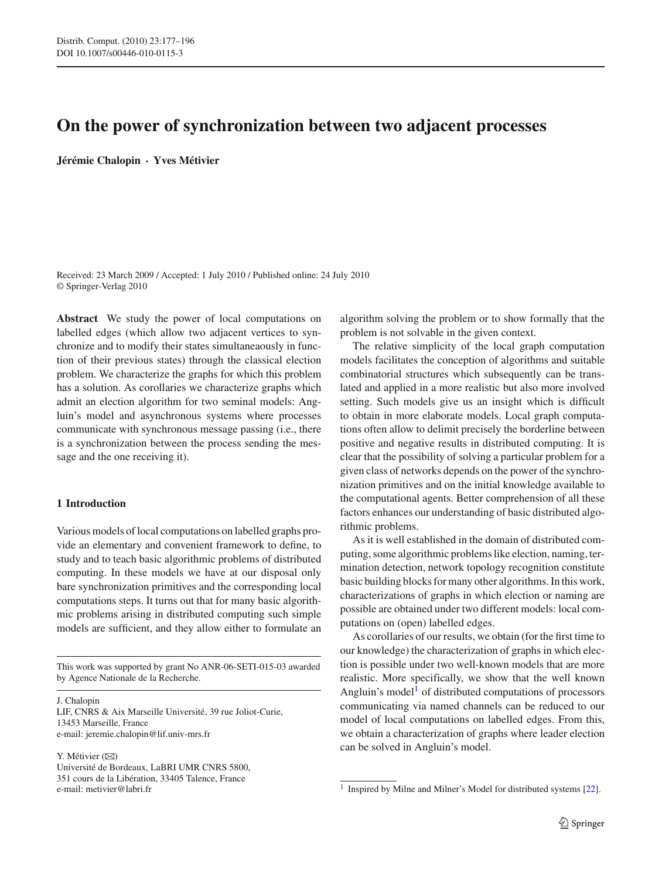# On the power of synchronization between two adjacent processes

**Jérémie Chalopin · Yves Métivier**

Received: 23 March 2009 / Accepted: 1 July 2010 / Published online: 24 July 2010
© Springer-Verlag 2010

**Abstract** We study the power of local computations on labelled edges (which allow two adjacent vertices to synchronize and to modify their states simultaneaously in function of their previous states) through the classical election problem. We characterize the graphs for which this problem has a solution. As corollaries we characterize graphs which admit an election algorithm for two seminal models: Angluin's model and asynchronous systems where processes communicate with synchronous message passing (i.e., there is a synchronization between the process sending the message and the one receiving it).

## 1 Introduction

Various models of local computations on labelled graphs provide an elementary and convenient framework to define, to study and to teach basic algorithmic problems of distributed computing. In these models we have at our disposal only bare synchronization primitives and the corresponding local computations steps. It turns out that for many basic algorithmic problems arising in distributed computing such simple models are sufficient, and they allow either to formulate an algorithm solving the problem or to show formally that the problem is not solvable in the given context.

The relative simplicity of the local graph computation models facilitates the conception of algorithms and suitable combinatorial structures which subsequently can be translated and applied in a more realistic but also more involved setting. Such models give us an insight which is difficult to obtain in more elaborate models. Local graph computations often allow to delimit precisely the borderline between positive and negative results in distributed computing. It is clear that the possibility of solving a particular problem for a given class of networks depends on the power of the synchronization primitives and on the initial knowledge available to the computational agents. Better comprehension of all these factors enhances our understanding of basic distributed algorithmic problems.

As it is well established in the domain of distributed computing, some algorithmic problems like election, naming, termination detection, network topology recognition constitute basic building blocks for many other algorithms. In this work, characterizations of graphs in which election or naming are possible are obtained under two different models: local computations on (open) labelled edges.

As corollaries of our results, we obtain (for the first time to our knowledge) the characterization of graphs in which election is possible under two well-known models that are more realistic. More specifically, we show that the well known Angluin's model[1] of distributed computations of processors communicating via named channels can be reduced to our model of local computations on labelled edges. From this, we obtain a characterization of graphs where leader election can be solved in Angluin's model.

---

This work was supported by grant No ANR-06-SETI-015-03 awarded by Agence Nationale de la Recherche.

J. Chalopin
LIF, CNRS & Aix Marseille Université, 39 rue Joliot-Curie, 13453 Marseille, France
e-mail: jeremie.chalopin@lif.univ-mrs.fr

Y. Métivier (✉)
Université de Bordeaux, LaBRI UMR CNRS 5800, 351 cours de la Libération, 33405 Talence, France
e-mail: metivier@labri.fr

[1] Inspired by Milne and Milner's Model for distributed systems [22].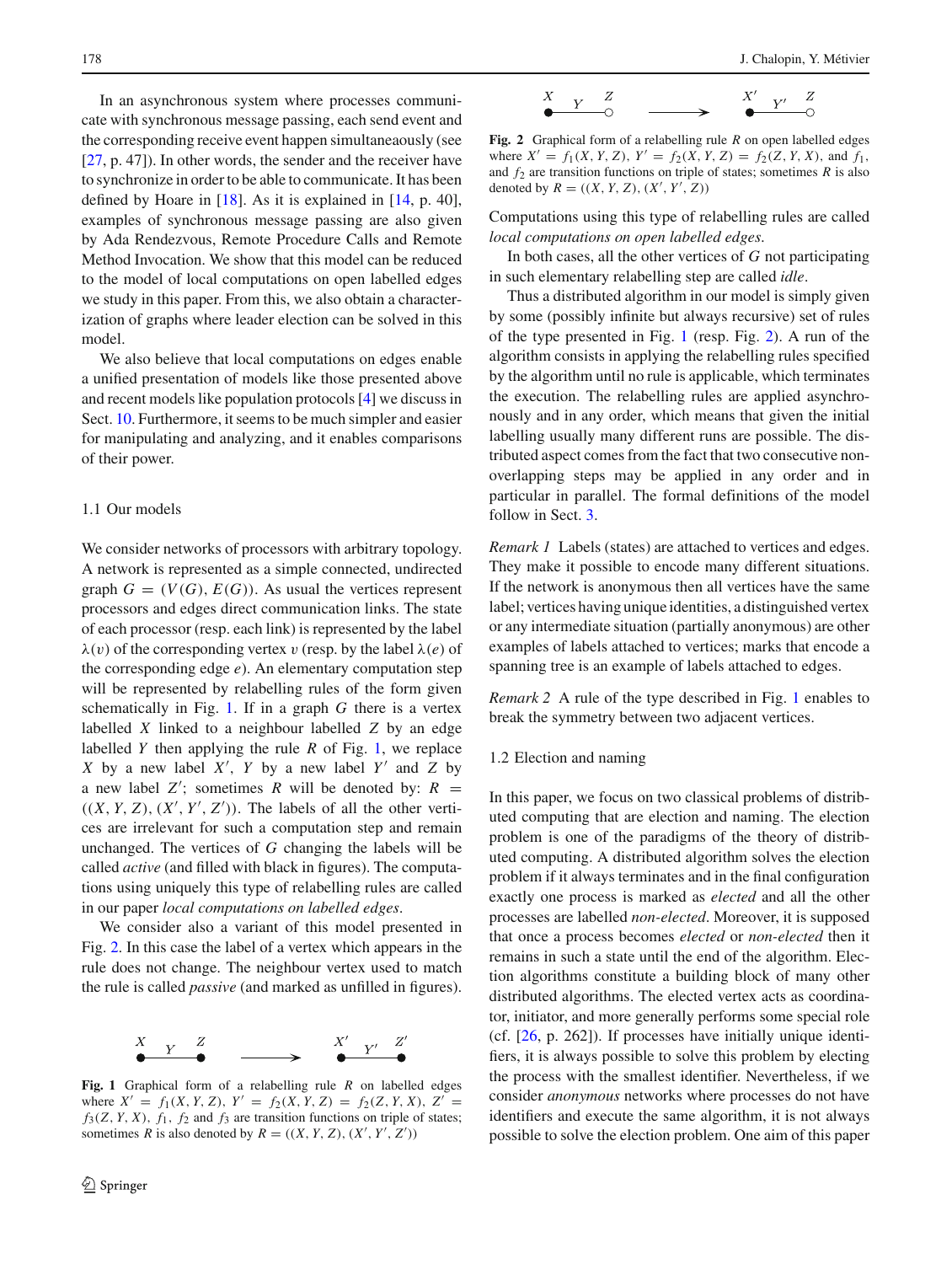In an asynchronous system where processes communicate with synchronous message passing, each send event and the corresponding receive event happen simultaneaously (see [27, p. 47]). In other words, the sender and the receiver have to synchronize in order to be able to communicate. It has been defined by Hoare in [18]. As it is explained in [14, p. 40], examples of synchronous message passing are also given by Ada Rendezvous, Remote Procedure Calls and Remote Method Invocation. We show that this model can be reduced to the model of local computations on open labelled edges we study in this paper. From this, we also obtain a characterization of graphs where leader election can be solved in this model.

We also believe that local computations on edges enable a unified presentation of models like those presented above and recent models like population protocols [4] we discuss in Sect. 10. Furthermore, it seems to be much simpler and easier for manipulating and analyzing, and it enables comparisons of their power.

### 1.1 Our models

We consider networks of processors with arbitrary topology. A network is represented as a simple connected, undirected graph $G = (V(G), E(G))$. As usual the vertices represent processors and edges direct communication links. The state of each processor (resp. each link) is represented by the label $\lambda(v)$ of the corresponding vertex $v$ (resp. by the label $\lambda(e)$ of the corresponding edge $e$). An elementary computation step will be represented by relabelling rules of the form given schematically in Fig. 1. If in a graph $G$ there is a vertex labelled $X$ linked to a neighbour labelled $Z$ by an edge labelled $Y$ then applying the rule $R$ of Fig. 1, we replace $X$ by a new label $X'$, $Y$ by a new label $Y'$ and $Z$ by a new label $Z'$; sometimes $R$ will be denoted by: $R = ((X, Y, Z), (X', Y', Z'))$. The labels of all the other vertices are irrelevant for such a computation step and remain unchanged. The vertices of $G$ changing the labels will be called *active* (and filled with black in figures). The computations using uniquely this type of relabelling rules are called in our paper *local computations on labelled edges*.

We consider also a variant of this model presented in Fig. 2. In this case the label of a vertex which appears in the rule does not change. The neighbour vertex used to match the rule is called *passive* (and marked as unfilled in figures).

**Fig. 1** Graphical form of a relabelling rule $R$ on labelled edges where $X' = f_1(X, Y, Z)$, $Y' = f_2(X, Y, Z) = f_2(Z, Y, X)$, $Z' = f_3(Z, Y, X)$, $f_1$, $f_2$ and $f_3$ are transition functions on triple of states; sometimes $R$ is also denoted by $R = ((X, Y, Z), (X', Y', Z'))$

**Fig. 2** Graphical form of a relabelling rule $R$ on open labelled edges where $X' = f_1(X, Y, Z)$, $Y' = f_2(X, Y, Z) = f_2(Z, Y, X)$, and $f_1$, and $f_2$ are transition functions on triple of states; sometimes $R$ is also denoted by $R = ((X, Y, Z), (X', Y', Z))$

Computations using this type of relabelling rules are called *local computations on open labelled edges*.

In both cases, all the other vertices of $G$ not participating in such elementary relabelling step are called *idle*.

Thus a distributed algorithm in our model is simply given by some (possibly infinite but always recursive) set of rules of the type presented in Fig. 1 (resp. Fig. 2). A run of the algorithm consists in applying the relabelling rules specified by the algorithm until no rule is applicable, which terminates the execution. The relabelling rules are applied asynchronously and in any order, which means that given the initial labelling usually many different runs are possible. The distributed aspect comes from the fact that two consecutive non-overlapping steps may be applied in any order and in particular in parallel. The formal definitions of the model follow in Sect. 3.

*Remark 1* Labels (states) are attached to vertices and edges. They make it possible to encode many different situations. If the network is anonymous then all vertices have the same label; vertices having unique identities, a distinguished vertex or any intermediate situation (partially anonymous) are other examples of labels attached to vertices; marks that encode a spanning tree is an example of labels attached to edges.

*Remark 2* A rule of the type described in Fig. 1 enables to break the symmetry between two adjacent vertices.

### 1.2 Election and naming

In this paper, we focus on two classical problems of distributed computing that are election and naming. The election problem is one of the paradigms of the theory of distributed computing. A distributed algorithm solves the election problem if it always terminates and in the final configuration exactly one process is marked as *elected* and all the other processes are labelled *non-elected*. Moreover, it is supposed that once a process becomes *elected* or *non-elected* then it remains in such a state until the end of the algorithm. Election algorithms constitute a building block of many other distributed algorithms. The elected vertex acts as coordinator, initiator, and more generally performs some special role (cf. [26, p. 262]). If processes have initially unique identifiers, it is always possible to solve this problem by electing the process with the smallest identifier. Nevertheless, if we consider *anonymous* networks where processes do not have identifiers and execute the same algorithm, it is not always possible to solve the election problem. One aim of this paper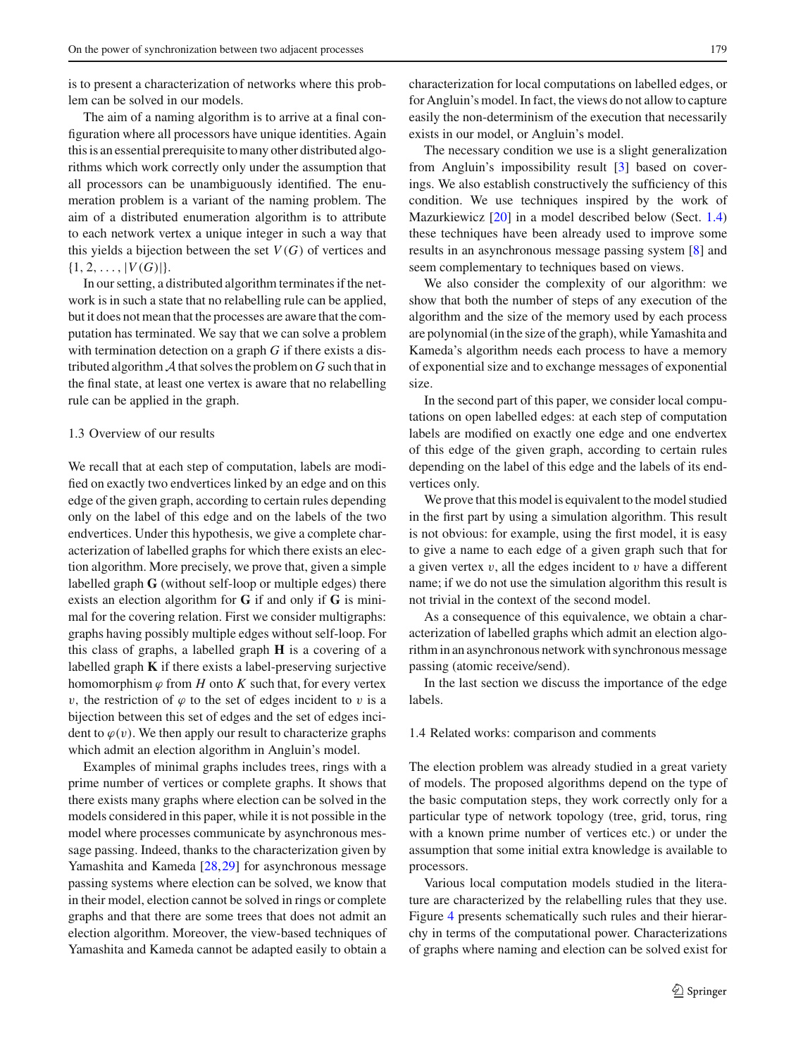is to present a characterization of networks where this problem can be solved in our models.

The aim of a naming algorithm is to arrive at a final configuration where all processors have unique identities. Again this is an essential prerequisite to many other distributed algorithms which work correctly only under the assumption that all processors can be unambiguously identified. The enumeration problem is a variant of the naming problem. The aim of a distributed enumeration algorithm is to attribute to each network vertex a unique integer in such a way that this yields a bijection between the set $V(G)$ of vertices and $\{1, 2, \ldots, |V(G)|\}$.

In our setting, a distributed algorithm terminates if the network is in such a state that no relabelling rule can be applied, but it does not mean that the processes are aware that the computation has terminated. We say that we can solve a problem with termination detection on a graph $G$ if there exists a distributed algorithm $\mathcal{A}$ that solves the problem on $G$ such that in the final state, at least one vertex is aware that no relabelling rule can be applied in the graph.

### 1.3 Overview of our results

We recall that at each step of computation, labels are modified on exactly two endvertices linked by an edge and on this edge of the given graph, according to certain rules depending only on the label of this edge and on the labels of the two endvertices. Under this hypothesis, we give a complete characterization of labelled graphs for which there exists an election algorithm. More precisely, we prove that, given a simple labelled graph $\mathbf{G}$ (without self-loop or multiple edges) there exists an election algorithm for $\mathbf{G}$ if and only if $\mathbf{G}$ is minimal for the covering relation. First we consider multigraphs: graphs having possibly multiple edges without self-loop. For this class of graphs, a labelled graph $\mathbf{H}$ is a covering of a labelled graph $\mathbf{K}$ if there exists a label-preserving surjective homomorphism $\varphi$ from $H$ onto $K$ such that, for every vertex $v$, the restriction of $\varphi$ to the set of edges incident to $v$ is a bijection between this set of edges and the set of edges incident to $\varphi(v)$. We then apply our result to characterize graphs which admit an election algorithm in Angluin's model.

Examples of minimal graphs includes trees, rings with a prime number of vertices or complete graphs. It shows that there exists many graphs where election can be solved in the models considered in this paper, while it is not possible in the model where processes communicate by asynchronous message passing. Indeed, thanks to the characterization given by Yamashita and Kameda [28,29] for asynchronous message passing systems where election can be solved, we know that in their model, election cannot be solved in rings or complete graphs and that there are some trees that does not admit an election algorithm. Moreover, the view-based techniques of Yamashita and Kameda cannot be adapted easily to obtain a characterization for local computations on labelled edges, or for Angluin's model. In fact, the views do not allow to capture easily the non-determinism of the execution that necessarily exists in our model, or Angluin's model.

The necessary condition we use is a slight generalization from Angluin's impossibility result [3] based on coverings. We also establish constructively the sufficiency of this condition. We use techniques inspired by the work of Mazurkiewicz [20] in a model described below (Sect. 1.4) these techniques have been already used to improve some results in an asynchronous message passing system [8] and seem complementary to techniques based on views.

We also consider the complexity of our algorithm: we show that both the number of steps of any execution of the algorithm and the size of the memory used by each process are polynomial (in the size of the graph), while Yamashita and Kameda's algorithm needs each process to have a memory of exponential size and to exchange messages of exponential size.

In the second part of this paper, we consider local computations on open labelled edges: at each step of computation labels are modified on exactly one edge and one endvertex of this edge of the given graph, according to certain rules depending on the label of this edge and the labels of its endvertices only.

We prove that this model is equivalent to the model studied in the first part by using a simulation algorithm. This result is not obvious: for example, using the first model, it is easy to give a name to each edge of a given graph such that for a given vertex $v$, all the edges incident to $v$ have a different name; if we do not use the simulation algorithm this result is not trivial in the context of the second model.

As a consequence of this equivalence, we obtain a characterization of labelled graphs which admit an election algorithm in an asynchronous network with synchronous message passing (atomic receive/send).

In the last section we discuss the importance of the edge labels.

### 1.4 Related works: comparison and comments

The election problem was already studied in a great variety of models. The proposed algorithms depend on the type of the basic computation steps, they work correctly only for a particular type of network topology (tree, grid, torus, ring with a known prime number of vertices etc.) or under the assumption that some initial extra knowledge is available to processors.

Various local computation models studied in the literature are characterized by the relabelling rules that they use. Figure 4 presents schematically such rules and their hierarchy in terms of the computational power. Characterizations of graphs where naming and election can be solved exist for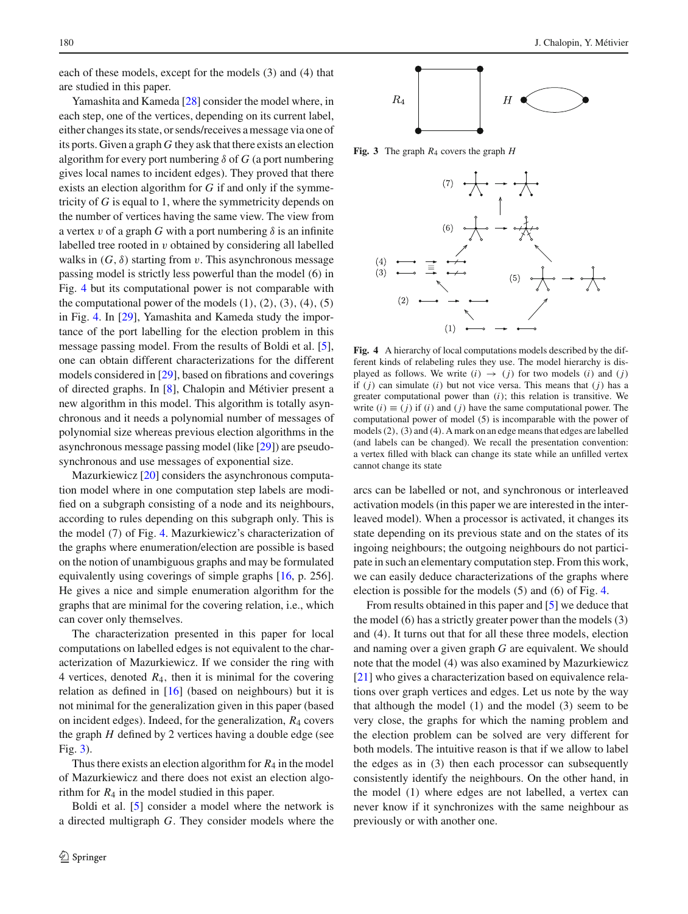each of these models, except for the models (3) and (4) that are studied in this paper.

Yamashita and Kameda [28] consider the model where, in each step, one of the vertices, depending on its current label, either changes its state, or sends/receives a message via one of its ports. Given a graph $G$ they ask that there exists an election algorithm for every port numbering $\delta$ of $G$ (a port numbering gives local names to incident edges). They proved that there exists an election algorithm for $G$ if and only if the symmetricity of $G$ is equal to 1, where the symmetricity depends on the number of vertices having the same view. The view from a vertex $v$ of a graph $G$ with a port numbering $\delta$ is an infinite labelled tree rooted in $v$ obtained by considering all labelled walks in $(G, \delta)$ starting from $v$. This asynchronous message passing model is strictly less powerful than the model (6) in Fig. 4 but its computational power is not comparable with the computational power of the models (1), (2), (3), (4), (5) in Fig. 4. In [29], Yamashita and Kameda study the importance of the port labelling for the election problem in this message passing model. From the results of Boldi et al. [5], one can obtain different characterizations for the different models considered in [29], based on fibrations and coverings of directed graphs. In [8], Chalopin and Métivier present a new algorithm in this model. This algorithm is totally asynchronous and it needs a polynomial number of messages of polynomial size whereas previous election algorithms in the asynchronous message passing model (like [29]) are pseudo-synchronous and use messages of exponential size.

Mazurkiewicz [20] considers the asynchronous computation model where in one computation step labels are modified on a subgraph consisting of a node and its neighbours, according to rules depending on this subgraph only. This is the model (7) of Fig. 4. Mazurkiewicz's characterization of the graphs where enumeration/election are possible is based on the notion of unambiguous graphs and may be formulated equivalently using coverings of simple graphs [16, p. 256]. He gives a nice and simple enumeration algorithm for the graphs that are minimal for the covering relation, i.e., which can cover only themselves.

The characterization presented in this paper for local computations on labelled edges is not equivalent to the characterization of Mazurkiewicz. If we consider the ring with 4 vertices, denoted $R_4$, then it is minimal for the covering relation as defined in [16] (based on neighbours) but it is not minimal for the generalization given in this paper (based on incident edges). Indeed, for the generalization, $R_4$ covers the graph $H$ defined by 2 vertices having a double edge (see Fig. 3).

Thus there exists an election algorithm for $R_4$ in the model of Mazurkiewicz and there does not exist an election algorithm for $R_4$ in the model studied in this paper.

Boldi et al. [5] consider a model where the network is a directed multigraph $G$. They consider models where the

**Fig. 3** The graph $R_4$ covers the graph $H$

**Fig. 4** A hierarchy of local computations models described by the different kinds of relabeling rules they use. The model hierarchy is displayed as follows. We write $(i) \rightarrow (j)$ for two models $(i)$ and $(j)$ if $(j)$ can simulate $(i)$ but not vice versa. This means that $(j)$ has a greater computational power than $(i)$; this relation is transitive. We write $(i) \equiv (j)$ if $(i)$ and $(j)$ have the same computational power. The computational power of model (5) is incomparable with the power of models (2), (3) and (4). A mark on an edge means that edges are labelled (and labels can be changed). We recall the presentation convention: a vertex filled with black can change its state while an unfilled vertex cannot change its state

arcs can be labelled or not, and synchronous or interleaved activation models (in this paper we are interested in the interleaved model). When a processor is activated, it changes its state depending on its previous state and on the states of its ingoing neighbours; the outgoing neighbours do not participate in such an elementary computation step. From this work, we can easily deduce characterizations of the graphs where election is possible for the models (5) and (6) of Fig. 4.

From results obtained in this paper and [5] we deduce that the model (6) has a strictly greater power than the models (3) and (4). It turns out that for all these three models, election and naming over a given graph $G$ are equivalent. We should note that the model (4) was also examined by Mazurkiewicz [21] who gives a characterization based on equivalence relations over graph vertices and edges. Let us note by the way that although the model (1) and the model (3) seem to be very close, the graphs for which the naming problem and the election problem can be solved are very different for both models. The intuitive reason is that if we allow to label the edges as in (3) then each processor can subsequently consistently identify the neighbours. On the other hand, in the model (1) where edges are not labelled, a vertex can never know if it synchronizes with the same neighbour as previously or with another one.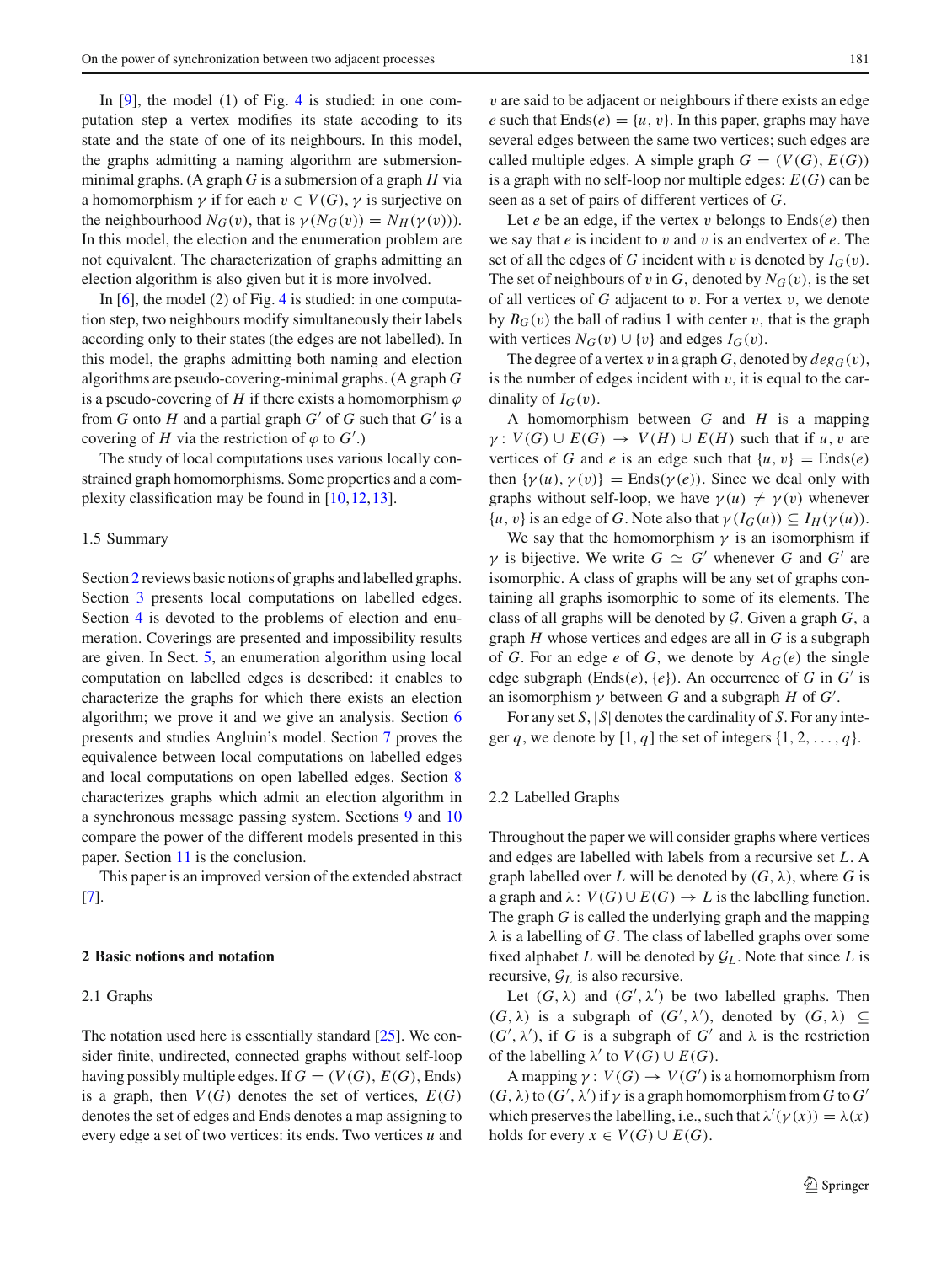In [9], the model (1) of Fig. 4 is studied: in one computation step a vertex modifies its state accoding to its state and the state of one of its neighbours. In this model, the graphs admitting a naming algorithm are submersion-minimal graphs. (A graph $G$ is a submersion of a graph $H$ via a homomorphism $\gamma$ if for each $v \in V(G)$, $\gamma$ is surjective on the neighbourhood $N_G(v)$, that is $\gamma(N_G(v)) = N_H(\gamma(v))$). In this model, the election and the enumeration problem are not equivalent. The characterization of graphs admitting an election algorithm is also given but it is more involved.

In [6], the model (2) of Fig. 4 is studied: in one computation step, two neighbours modify simultaneously their labels according only to their states (the edges are not labelled). In this model, the graphs admitting both naming and election algorithms are pseudo-covering-minimal graphs. (A graph $G$ is a pseudo-covering of $H$ if there exists a homomorphism $\varphi$ from $G$ onto $H$ and a partial graph $G'$ of $G$ such that $G'$ is a covering of $H$ via the restriction of $\varphi$ to $G'$.)

The study of local computations uses various locally constrained graph homomorphisms. Some properties and a complexity classification may be found in [10,12,13].

### 1.5 Summary

Section 2 reviews basic notions of graphs and labelled graphs. Section 3 presents local computations on labelled edges. Section 4 is devoted to the problems of election and enumeration. Coverings are presented and impossibility results are given. In Sect. 5, an enumeration algorithm using local computation on labelled edges is described: it enables to characterize the graphs for which there exists an election algorithm; we prove it and we give an analysis. Section 6 presents and studies Angluin's model. Section 7 proves the equivalence between local computations on labelled edges and local computations on open labelled edges. Section 8 characterizes graphs which admit an election algorithm in a synchronous message passing system. Sections 9 and 10 compare the power of the different models presented in this paper. Section 11 is the conclusion.

This paper is an improved version of the extended abstract [7].

## 2 Basic notions and notation

### 2.1 Graphs

The notation used here is essentially standard [25]. We consider finite, undirected, connected graphs without self-loop having possibly multiple edges. If $G = (V(G), E(G), \text{Ends})$ is a graph, then $V(G)$ denotes the set of vertices, $E(G)$ denotes the set of edges and Ends denotes a map assigning to every edge a set of two vertices: its ends. Two vertices $u$ and $v$ are said to be adjacent or neighbours if there exists an edge $e$ such that $\text{Ends}(e) = \{u, v\}$. In this paper, graphs may have several edges between the same two vertices; such edges are called multiple edges. A simple graph $G = (V(G), E(G))$ is a graph with no self-loop nor multiple edges: $E(G)$ can be seen as a set of pairs of different vertices of $G$.

Let $e$ be an edge, if the vertex $v$ belongs to $\text{Ends}(e)$ then we say that $e$ is incident to $v$ and $v$ is an endvertex of $e$. The set of all the edges of $G$ incident with $v$ is denoted by $I_G(v)$. The set of neighbours of $v$ in $G$, denoted by $N_G(v)$, is the set of all vertices of $G$ adjacent to $v$. For a vertex $v$, we denote by $B_G(v)$ the ball of radius 1 with center $v$, that is the graph with vertices $N_G(v) \cup \{v\}$ and edges $I_G(v)$.

The degree of a vertex $v$ in a graph $G$, denoted by $deg_G(v)$, is the number of edges incident with $v$, it is equal to the cardinality of $I_G(v)$.

A homomorphism between $G$ and $H$ is a mapping $\gamma\colon V(G) \cup E(G) \to V(H) \cup E(H)$ such that if $u, v$ are vertices of $G$ and $e$ is an edge such that $\{u, v\} = \text{Ends}(e)$ then $\{\gamma(u), \gamma(v)\} = \text{Ends}(\gamma(e))$. Since we deal only with graphs without self-loop, we have $\gamma(u) \neq \gamma(v)$ whenever $\{u, v\}$ is an edge of $G$. Note also that $\gamma(I_G(u)) \subseteq I_H(\gamma(u))$.

We say that the homomorphism $\gamma$ is an isomorphism if $\gamma$ is bijective. We write $G \simeq G'$ whenever $G$ and $G'$ are isomorphic. A class of graphs will be any set of graphs containing all graphs isomorphic to some of its elements. The class of all graphs will be denoted by $\mathcal{G}$. Given a graph $G$, a graph $H$ whose vertices and edges are all in $G$ is a subgraph of $G$. For an edge $e$ of $G$, we denote by $A_G(e)$ the single edge subgraph $(\text{Ends}(e), \{e\})$. An occurrence of $G$ in $G'$ is an isomorphism $\gamma$ between $G$ and a subgraph $H$ of $G'$.

For any set $S$, $|S|$ denotes the cardinality of $S$. For any integer $q$, we denote by $[1, q]$ the set of integers $\{1, 2, \ldots, q\}$.

### 2.2 Labelled Graphs

Throughout the paper we will consider graphs where vertices and edges are labelled with labels from a recursive set $L$. A graph labelled over $L$ will be denoted by $(G, \lambda)$, where $G$ is a graph and $\lambda\colon V(G) \cup E(G) \to L$ is the labelling function. The graph $G$ is called the underlying graph and the mapping $\lambda$ is a labelling of $G$. The class of labelled graphs over some fixed alphabet $L$ will be denoted by $\mathcal{G}_L$. Note that since $L$ is recursive, $\mathcal{G}_L$ is also recursive.

Let $(G, \lambda)$ and $(G', \lambda')$ be two labelled graphs. Then $(G, \lambda)$ is a subgraph of $(G', \lambda')$, denoted by $(G, \lambda) \subseteq (G', \lambda')$, if $G$ is a subgraph of $G'$ and $\lambda$ is the restriction of the labelling $\lambda'$ to $V(G) \cup E(G)$.

A mapping $\gamma\colon V(G) \to V(G')$ is a homomorphism from $(G, \lambda)$ to $(G', \lambda')$ if $\gamma$ is a graph homomorphism from $G$ to $G'$ which preserves the labelling, i.e., such that $\lambda'(\gamma(x)) = \lambda(x)$ holds for every $x \in V(G) \cup E(G)$.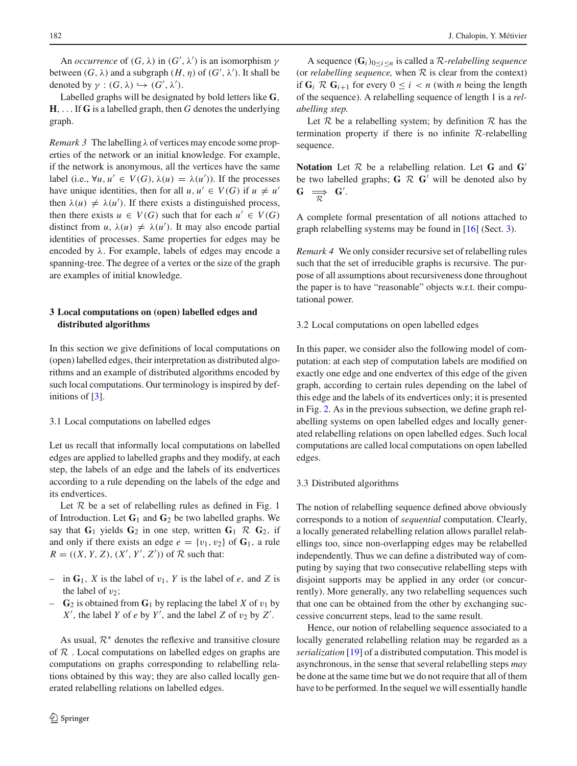An *occurrence* of $(G, \lambda)$ in $(G', \lambda')$ is an isomorphism $\gamma$ between $(G, \lambda)$ and a subgraph $(H, \eta)$ of $(G', \lambda')$. It shall be denoted by $\gamma : (G, \lambda) \hookrightarrow (G', \lambda')$.

Labelled graphs will be designated by bold letters like $\mathbf{G}$, $\mathbf{H}$, ... If $\mathbf{G}$ is a labelled graph, then $G$ denotes the underlying graph.

*Remark 3* The labelling $\lambda$ of vertices may encode some properties of the network or an initial knowledge. For example, if the network is anonymous, all the vertices have the same label (i.e., $\forall u, u' \in V(G), \lambda(u) = \lambda(u')$). If the processes have unique identities, then for all $u, u' \in V(G)$ if $u \neq u'$ then $\lambda(u) \neq \lambda(u')$. If there exists a distinguished process, then there exists $u \in V(G)$ such that for each $u' \in V(G)$ distinct from $u$, $\lambda(u) \neq \lambda(u')$. It may also encode partial identities of processes. Same properties for edges may be encoded by $\lambda$. For example, labels of edges may encode a spanning-tree. The degree of a vertex or the size of the graph are examples of initial knowledge.

## 3 Local computations on (open) labelled edges and distributed algorithms

In this section we give definitions of local computations on (open) labelled edges, their interpretation as distributed algorithms and an example of distributed algorithms encoded by such local computations. Our terminology is inspired by definitions of [3].

### 3.1 Local computations on labelled edges

Let us recall that informally local computations on labelled edges are applied to labelled graphs and they modify, at each step, the labels of an edge and the labels of its endvertices according to a rule depending on the labels of the edge and its endvertices.

Let $\mathcal{R}$ be a set of relabelling rules as defined in Fig. 1 of Introduction. Let $\mathbf{G}_1$ and $\mathbf{G}_2$ be two labelled graphs. We say that $\mathbf{G}_1$ yields $\mathbf{G}_2$ in one step, written $\mathbf{G}_1 \; \mathcal{R} \; \mathbf{G}_2$, if and only if there exists an edge $e = \{v_1, v_2\}$ of $\mathbf{G}_1$, a rule $R = ((X, Y, Z), (X', Y', Z'))$ of $\mathcal{R}$ such that:

- in $\mathbf{G}_1$, $X$ is the label of $v_1$, $Y$ is the label of $e$, and $Z$ is the label of $v_2$;
- $\mathbf{G}_2$ is obtained from $\mathbf{G}_1$ by replacing the label $X$ of $v_1$ by $X'$, the label $Y$ of $e$ by $Y'$, and the label $Z$ of $v_2$ by $Z'$.

As usual, $\mathcal{R}^*$ denotes the reflexive and transitive closure of $\mathcal{R}$ . Local computations on labelled edges on graphs are computations on graphs corresponding to relabelling relations obtained by this way; they are also called locally generated relabelling relations on labelled edges.

A sequence $(\mathbf{G}_i)_{0 \leq i \leq n}$ is called a $\mathcal{R}$*-relabelling sequence* (or *relabelling sequence,* when $\mathcal{R}$ is clear from the context) if $\mathbf{G}_i \; \mathcal{R} \; \mathbf{G}_{i+1}$ for every $0 \leq i < n$ (with $n$ being the length of the sequence). A relabelling sequence of length 1 is a *relabelling step.*

Let $\mathcal{R}$ be a relabelling system; by definition $\mathcal{R}$ has the termination property if there is no infinite $\mathcal{R}$-relabelling sequence.

**Notation** Let $\mathcal{R}$ be a relabelling relation. Let $\mathbf{G}$ and $\mathbf{G}'$ be two labelled graphs; $\mathbf{G} \; \mathcal{R} \; \mathbf{G}'$ will be denoted also by $\mathbf{G} \underset{\mathcal{R}}{\Longrightarrow} \mathbf{G}'$.

A complete formal presentation of all notions attached to graph relabelling systems may be found in [16] (Sect. 3).

*Remark 4* We only consider recursive set of relabelling rules such that the set of irreducible graphs is recursive. The purpose of all assumptions about recursiveness done throughout the paper is to have "reasonable" objects w.r.t. their computational power.

### 3.2 Local computations on open labelled edges

In this paper, we consider also the following model of computation: at each step of computation labels are modified on exactly one edge and one endvertex of this edge of the given graph, according to certain rules depending on the label of this edge and the labels of its endvertices only; it is presented in Fig. 2. As in the previous subsection, we define graph relabelling systems on open labelled edges and locally generated relabelling relations on open labelled edges. Such local computations are called local computations on open labelled edges.

### 3.3 Distributed algorithms

The notion of relabelling sequence defined above obviously corresponds to a notion of *sequential* computation. Clearly, a locally generated relabelling relation allows parallel relabellings too, since non-overlapping edges may be relabelled independently. Thus we can define a distributed way of computing by saying that two consecutive relabelling steps with disjoint supports may be applied in any order (or concurrently). More generally, any two relabelling sequences such that one can be obtained from the other by exchanging successive concurrent steps, lead to the same result.

Hence, our notion of relabelling sequence associated to a locally generated relabelling relation may be regarded as a *serialization* [19] of a distributed computation. This model is asynchronous, in the sense that several relabelling steps *may* be done at the same time but we do not require that all of them have to be performed. In the sequel we will essentially handle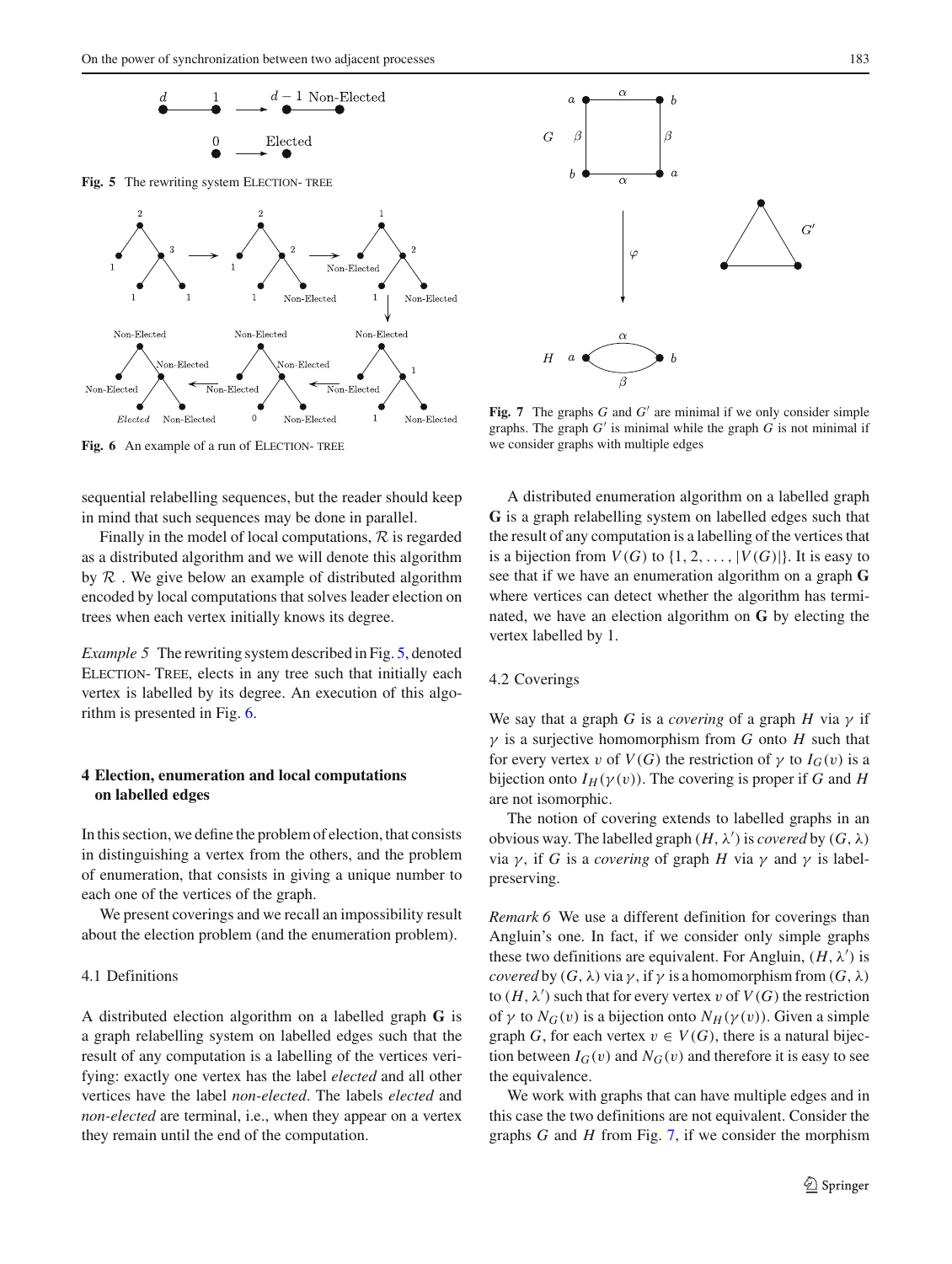**Fig. 5** The rewriting system ELECTION- TREE

**Fig. 6** An example of a run of ELECTION- TREE

**Fig. 7** The graphs $G$ and $G'$ are minimal if we only consider simple graphs. The graph $G'$ is minimal while the graph $G$ is not minimal if we consider graphs with multiple edges

sequential relabelling sequences, but the reader should keep in mind that such sequences may be done in parallel.

Finally in the model of local computations, $\mathcal{R}$ is regarded as a distributed algorithm and we will denote this algorithm by $\mathcal{R}$ . We give below an example of distributed algorithm encoded by local computations that solves leader election on trees when each vertex initially knows its degree.

*Example 5* The rewriting system described in Fig. 5, denoted ELECTION- TREE, elects in any tree such that initially each vertex is labelled by its degree. An execution of this algorithm is presented in Fig. 6.

## 4 Election, enumeration and local computations on labelled edges

In this section, we define the problem of election, that consists in distinguishing a vertex from the others, and the problem of enumeration, that consists in giving a unique number to each one of the vertices of the graph.

We present coverings and we recall an impossibility result about the election problem (and the enumeration problem).

### 4.1 Definitions

A distributed election algorithm on a labelled graph $\mathbf{G}$ is a graph relabelling system on labelled edges such that the result of any computation is a labelling of the vertices verifying: exactly one vertex has the label *elected* and all other vertices have the label *non-elected*. The labels *elected* and *non-elected* are terminal, i.e., when they appear on a vertex they remain until the end of the computation.

A distributed enumeration algorithm on a labelled graph $\mathbf{G}$ is a graph relabelling system on labelled edges such that the result of any computation is a labelling of the vertices that is a bijection from $V(G)$ to $\{1, 2, \ldots, |V(G)|\}$. It is easy to see that if we have an enumeration algorithm on a graph $\mathbf{G}$ where vertices can detect whether the algorithm has terminated, we have an election algorithm on $\mathbf{G}$ by electing the vertex labelled by 1.

### 4.2 Coverings

We say that a graph $G$ is a *covering* of a graph $H$ via $\gamma$ if $\gamma$ is a surjective homomorphism from $G$ onto $H$ such that for every vertex $v$ of $V(G)$ the restriction of $\gamma$ to $I_G(v)$ is a bijection onto $I_H(\gamma(v))$. The covering is proper if $G$ and $H$ are not isomorphic.

The notion of covering extends to labelled graphs in an obvious way. The labelled graph $(H, \lambda')$ is *covered* by $(G, \lambda)$ via $\gamma$, if $G$ is a *covering* of graph $H$ via $\gamma$ and $\gamma$ is label-preserving.

*Remark 6* We use a different definition for coverings than Angluin's one. In fact, if we consider only simple graphs these two definitions are equivalent. For Angluin, $(H, \lambda')$ is *covered* by $(G, \lambda)$ via $\gamma$, if $\gamma$ is a homomorphism from $(G, \lambda)$ to $(H, \lambda')$ such that for every vertex $v$ of $V(G)$ the restriction of $\gamma$ to $N_G(v)$ is a bijection onto $N_H(\gamma(v))$. Given a simple graph $G$, for each vertex $v \in V(G)$, there is a natural bijection between $I_G(v)$ and $N_G(v)$ and therefore it is easy to see the equivalence.

We work with graphs that can have multiple edges and in this case the two definitions are not equivalent. Consider the graphs $G$ and $H$ from Fig. 7, if we consider the morphism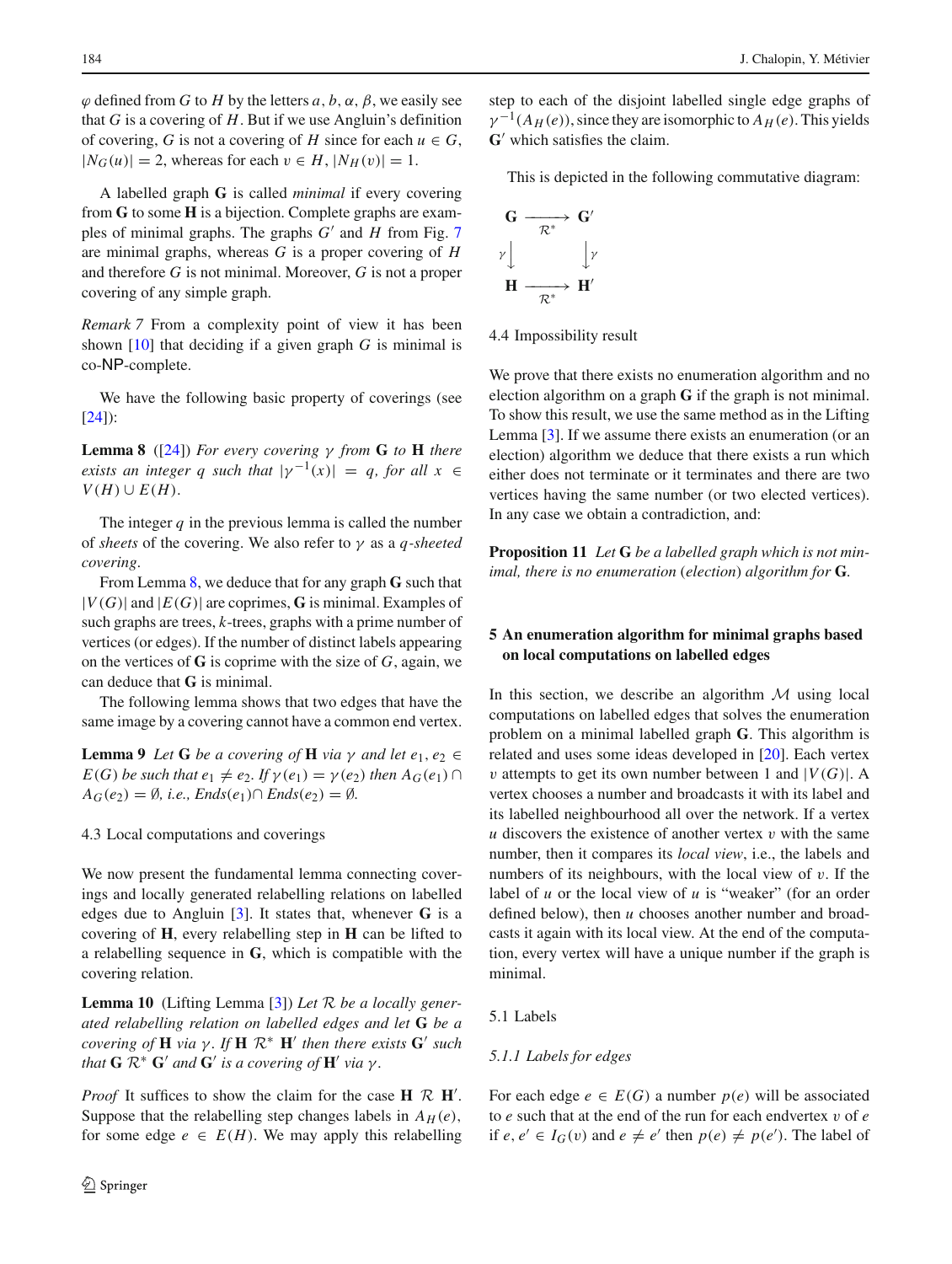$\varphi$ defined from $G$ to $H$ by the letters $a, b, \alpha, \beta$, we easily see that $G$ is a covering of $H$. But if we use Angluin's definition of covering, $G$ is not a covering of $H$ since for each $u \in G$, $|N_G(u)| = 2$, whereas for each $v \in H$, $|N_H(v)| = 1$.

A labelled graph $\mathbf{G}$ is called *minimal* if every covering from $\mathbf{G}$ to some $\mathbf{H}$ is a bijection. Complete graphs are examples of minimal graphs. The graphs $G'$ and $H$ from Fig. 7 are minimal graphs, whereas $G$ is a proper covering of $H$ and therefore $G$ is not minimal. Moreover, $G$ is not a proper covering of any simple graph.

*Remark 7* From a complexity point of view it has been shown [10] that deciding if a given graph $G$ is minimal is co-NP-complete.

We have the following basic property of coverings (see [24]):

**Lemma 8** ([24]) *For every covering $\gamma$ from $\mathbf{G}$ to $\mathbf{H}$ there exists an integer $q$ such that $|\gamma^{-1}(x)| = q$, for all $x \in V(H) \cup E(H)$.*

The integer $q$ in the previous lemma is called the number of *sheets* of the covering. We also refer to $\gamma$ as a *$q$-sheeted covering*.

From Lemma 8, we deduce that for any graph $\mathbf{G}$ such that $|V(G)|$ and $|E(G)|$ are coprimes, $\mathbf{G}$ is minimal. Examples of such graphs are trees, $k$-trees, graphs with a prime number of vertices (or edges). If the number of distinct labels appearing on the vertices of $\mathbf{G}$ is coprime with the size of $G$, again, we can deduce that $\mathbf{G}$ is minimal.

The following lemma shows that two edges that have the same image by a covering cannot have a common end vertex.

**Lemma 9** *Let $\mathbf{G}$ be a covering of $\mathbf{H}$ via $\gamma$ and let $e_1, e_2 \in E(G)$ be such that $e_1 \neq e_2$. If $\gamma(e_1) = \gamma(e_2)$ then $A_G(e_1) \cap A_G(e_2) = \emptyset$, i.e., Ends$(e_1) \cap$ Ends$(e_2) = \emptyset$.*

### 4.3 Local computations and coverings

We now present the fundamental lemma connecting coverings and locally generated relabelling relations on labelled edges due to Angluin [3]. It states that, whenever $\mathbf{G}$ is a covering of $\mathbf{H}$, every relabelling step in $\mathbf{H}$ can be lifted to a relabelling sequence in $\mathbf{G}$, which is compatible with the covering relation.

**Lemma 10** (Lifting Lemma [3]) *Let $\mathcal{R}$ be a locally generated relabelling relation on labelled edges and let $\mathbf{G}$ be a covering of $\mathbf{H}$ via $\gamma$. If $\mathbf{H}\ \mathcal{R}^*\ \mathbf{H}'$ then there exists $\mathbf{G}'$ such that $\mathbf{G}\ \mathcal{R}^*\ \mathbf{G}'$ and $\mathbf{G}'$ is a covering of $\mathbf{H}'$ via $\gamma$.*

*Proof* It suffices to show the claim for the case $\mathbf{H}\ \mathcal{R}\ \mathbf{H}'$. Suppose that the relabelling step changes labels in $A_H(e)$, for some edge $e \in E(H)$. We may apply this relabelling step to each of the disjoint labelled single edge graphs of $\gamma^{-1}(A_H(e))$, since they are isomorphic to $A_H(e)$. This yields $\mathbf{G}'$ which satisfies the claim.

This is depicted in the following commutative diagram:

$$\begin{array}{ccc}
\mathbf{G} & \xrightarrow[\mathcal{R}^*]{} & \mathbf{G}' \\
\gamma \downarrow & & \downarrow \gamma \\
\mathbf{H} & \xrightarrow[\mathcal{R}^*]{} & \mathbf{H}'
\end{array}$$

### 4.4 Impossibility result

We prove that there exists no enumeration algorithm and no election algorithm on a graph $\mathbf{G}$ if the graph is not minimal. To show this result, we use the same method as in the Lifting Lemma [3]. If we assume there exists an enumeration (or an election) algorithm we deduce that there exists a run which either does not terminate or it terminates and there are two vertices having the same number (or two elected vertices). In any case we obtain a contradiction, and:

**Proposition 11** *Let $\mathbf{G}$ be a labelled graph which is not minimal, there is no enumeration (election) algorithm for $\mathbf{G}$.*

## 5 An enumeration algorithm for minimal graphs based on local computations on labelled edges

In this section, we describe an algorithm $\mathcal{M}$ using local computations on labelled edges that solves the enumeration problem on a minimal labelled graph $\mathbf{G}$. This algorithm is related and uses some ideas developed in [20]. Each vertex $v$ attempts to get its own number between 1 and $|V(G)|$. A vertex chooses a number and broadcasts it with its label and its labelled neighbourhood all over the network. If a vertex $u$ discovers the existence of another vertex $v$ with the same number, then it compares its *local view*, i.e., the labels and numbers of its neighbours, with the local view of $v$. If the label of $u$ or the local view of $u$ is "weaker" (for an order defined below), then $u$ chooses another number and broadcasts it again with its local view. At the end of the computation, every vertex will have a unique number if the graph is minimal.

### 5.1 Labels

#### 5.1.1 Labels for edges

For each edge $e \in E(G)$ a number $p(e)$ will be associated to $e$ such that at the end of the run for each endvertex $v$ of $e$ if $e, e' \in I_G(v)$ and $e \neq e'$ then $p(e) \neq p(e')$. The label of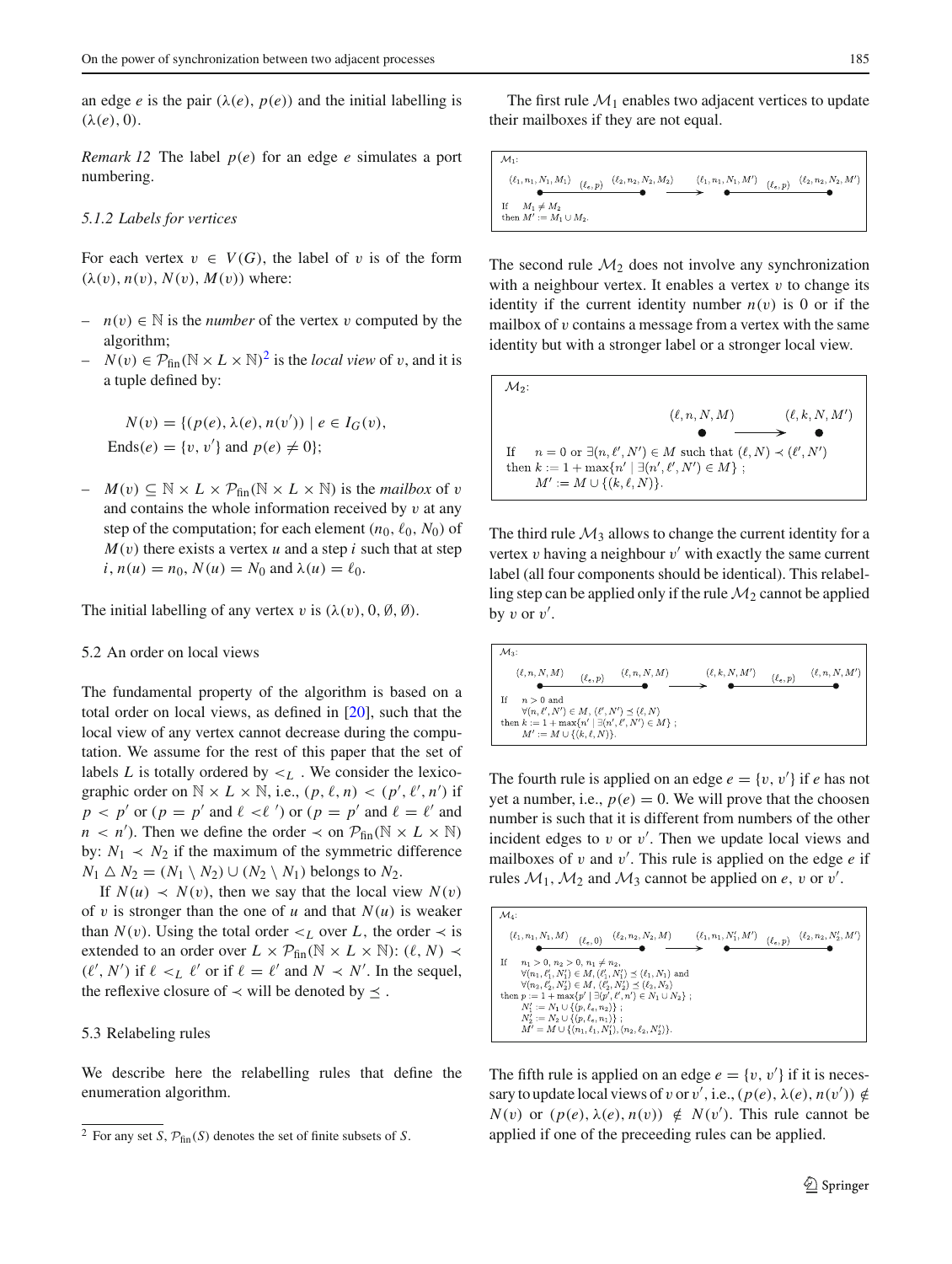an edge $e$ is the pair $(\lambda(e), p(e))$ and the initial labelling is $(\lambda(e), 0)$.

*Remark 12* The label $p(e)$ for an edge $e$ simulates a port numbering.

### 5.1.2 Labels for vertices

For each vertex $v \in V(G)$, the label of $v$ is of the form $(\lambda(v), n(v), N(v), M(v))$ where:

- $n(v) \in \mathbb{N}$ is the *number* of the vertex $v$ computed by the algorithm;
- $N(v) \in \mathcal{P}_{\text{fin}}(\mathbb{N} \times L \times \mathbb{N})$[2] is the *local view* of $v$, and it is a tuple defined by:

$$N(v) = \{(p(e), \lambda(e), n(v')) \mid e \in I_G(v),$$
$$\text{Ends}(e) = \{v, v'\} \text{ and } p(e) \neq 0\};$$

- $M(v) \subseteq \mathbb{N} \times L \times \mathcal{P}_{\text{fin}}(\mathbb{N} \times L \times \mathbb{N})$ is the *mailbox* of $v$ and contains the whole information received by $v$ at any step of the computation; for each element $(n_0, \ell_0, N_0)$ of $M(v)$ there exists a vertex $u$ and a step $i$ such that at step $i$, $n(u) = n_0$, $N(u) = N_0$ and $\lambda(u) = \ell_0$.

The initial labelling of any vertex $v$ is $(\lambda(v), 0, \emptyset, \emptyset)$.

## 5.2 An order on local views

The fundamental property of the algorithm is based on a total order on local views, as defined in [20], such that the local view of any vertex cannot decrease during the computation. We assume for the rest of this paper that the set of labels $L$ is totally ordered by $<_L$. We consider the lexicographic order on $\mathbb{N} \times L \times \mathbb{N}$, i.e., $(p, \ell, n) < (p', \ell', n')$ if $p < p'$ or ($p = p'$ and $\ell <\ell'$) or ($p = p'$ and $\ell = \ell'$ and $n < n'$). Then we define the order $\prec$ on $\mathcal{P}_{\text{fin}}(\mathbb{N} \times L \times \mathbb{N})$ by: $N_1 \prec N_2$ if the maximum of the symmetric difference $N_1 \triangle N_2 = (N_1 \setminus N_2) \cup (N_2 \setminus N_1)$ belongs to $N_2$.

If $N(u) \prec N(v)$, then we say that the local view $N(v)$ of $v$ is stronger than the one of $u$ and that $N(u)$ is weaker than $N(v)$. Using the total order $<_L$ over $L$, the order $\prec$ is extended to an order over $L \times \mathcal{P}_{\text{fin}}(\mathbb{N} \times L \times \mathbb{N})$: $(\ell, N) \prec (\ell', N')$ if $\ell <_L \ell'$ or if $\ell = \ell'$ and $N \prec N'$. In the sequel, the reflexive closure of $\prec$ will be denoted by $\preceq$.

## 5.3 Relabeling rules

We describe here the relabelling rules that define the enumeration algorithm.

The first rule $\mathcal{M}_1$ enables two adjacent vertices to update their mailboxes if they are not equal.

$\mathcal{M}_1$:

$(\ell_1, n_1, N_1, M_1) \overset{(\ell_e, p)}{\bullet\!-\!-\!\bullet} (\ell_2, n_2, N_2, M_2) \longrightarrow (\ell_1, n_1, N_1, M') \overset{(\ell_e, p)}{\bullet\!-\!-\!\bullet} (\ell_2, n_2, N_2, M')$

If $\quad M_1 \neq M_2$
then $M' := M_1 \cup M_2$.

The second rule $\mathcal{M}_2$ does not involve any synchronization with a neighbour vertex. It enables a vertex $v$ to change its identity if the current identity number $n(v)$ is 0 or if the mailbox of $v$ contains a message from a vertex with the same identity but with a stronger label or a stronger local view.

$\mathcal{M}_2$:

$(\ell, n, N, M) \longrightarrow (\ell, k, N, M')$

If $\quad n = 0$ or $\exists (n, \ell', N') \in M$ such that $(\ell, N) \prec (\ell', N')$
then $k := 1 + \max\{n' \mid \exists (n', \ell', N') \in M\}$ ;
$\quad M' := M \cup \{(k, \ell, N)\}$.

The third rule $\mathcal{M}_3$ allows to change the current identity for a vertex $v$ having a neighbour $v'$ with exactly the same current label (all four components should be identical). This relabelling step can be applied only if the rule $\mathcal{M}_2$ cannot be applied by $v$ or $v'$.

$\mathcal{M}_3$:

$(\ell, n, N, M) \overset{(\ell_e, p)}{\bullet\!-\!-\!\bullet} (\ell, n, N, M) \longrightarrow (\ell, k, N, M') \overset{(\ell_e, p)}{\bullet\!-\!-\!\bullet} (\ell, n, N, M')$

If $\quad n > 0$ and
$\quad \forall (n, \ell', N') \in M,\ (\ell', N') \preceq (\ell, N)$
then $k := 1 + \max\{n' \mid \exists (n', \ell', N') \in M\}$ ;
$\quad M' := M \cup \{(k, \ell, N)\}$.

The fourth rule is applied on an edge $e = \{v, v'\}$ if $e$ has not yet a number, i.e., $p(e) = 0$. We will prove that the choosen number is such that it is different from numbers of the other incident edges to $v$ or $v'$. Then we update local views and mailboxes of $v$ and $v'$. This rule is applied on the edge $e$ if rules $\mathcal{M}_1$, $\mathcal{M}_2$ and $\mathcal{M}_3$ cannot be applied on $e$, $v$ or $v'$.

$\mathcal{M}_4$:

$(\ell_1, n_1, N_1, M) \overset{(\ell_e, 0)}{\bullet\!-\!-\!\bullet} (\ell_2, n_2, N_2, M) \longrightarrow (\ell_1, n_1, N'_1, M') \overset{(\ell_e, p)}{\bullet\!-\!-\!\bullet} (\ell_2, n_2, N'_2, M')$

If $\quad n_1 > 0,\ n_2 > 0,\ n_1 \neq n_2$,
$\quad \forall (n_1, \ell'_1, N'_1) \in M, (\ell'_1, N'_1) \preceq (\ell_1, N_1)$ and
$\quad \forall (n_2, \ell'_2, N'_2) \in M,\ (\ell'_2, N'_2) \preceq (\ell_2, N_2)$
then $p := 1 + \max\{p' \mid \exists (p', \ell', n') \in N_1 \cup N_2\}$ ;
$\quad N'_1 := N_1 \cup \{(p, \ell_e, n_2)\}$ ;
$\quad N'_2 := N_2 \cup \{(p, \ell_e, n_1)\}$ ;
$\quad M' = M \cup \{(n_1, \ell_1, N'_1), (n_2, \ell_2, N'_2)\}$.

The fifth rule is applied on an edge $e = \{v, v'\}$ if it is necessary to update local views of $v$ or $v'$, i.e., $(p(e), \lambda(e), n(v')) \notin N(v)$ or $(p(e), \lambda(e), n(v)) \notin N(v')$. This rule cannot be applied if one of the preceeding rules can be applied.

[2] For any set $S$, $\mathcal{P}_{\text{fin}}(S)$ denotes the set of finite subsets of $S$.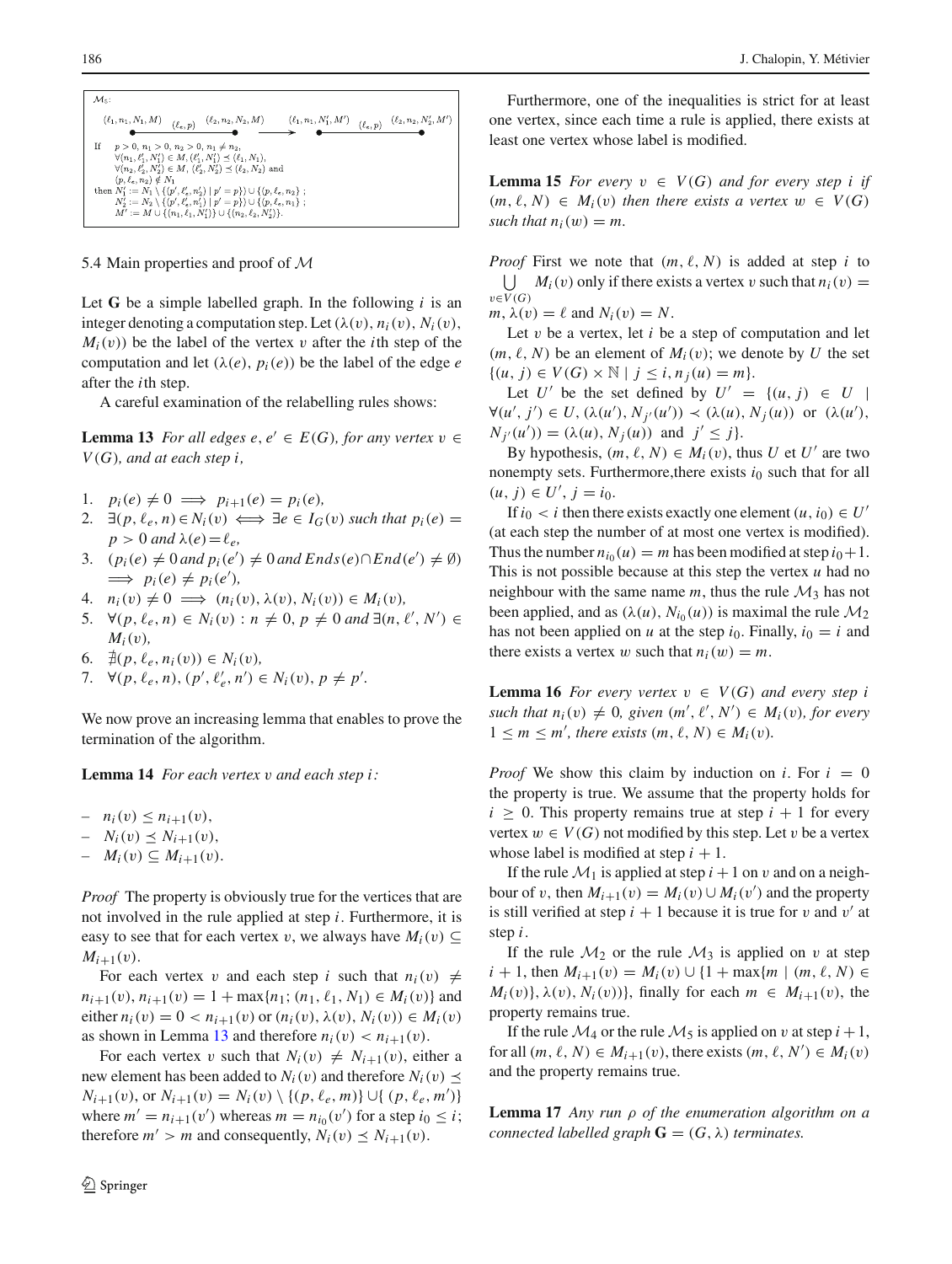$\mathcal{M}_5$:

$(\ell_1, n_1, N_1, M) \quad (\ell_e, p) \quad (\ell_2, n_2, N_2, M) \longrightarrow (\ell_1, n_1, N_1', M') \quad (\ell_e, p) \quad (\ell_2, n_2, N_2', M')$

If $p > 0$, $n_1 > 0$, $n_2 > 0$, $n_1 \neq n_2$,
$\forall (n_1, \ell_1', N_1') \in M, (\ell_1', N_1') \preceq (\ell_1, N_1)$,
$\forall (n_2, \ell_2', N_2') \in M, (\ell_2', N_2') \preceq (\ell_2, N_2)$ and
$(p, \ell_e, n_2) \notin N_1$
then $N_1' := N_1 \setminus \{(p', \ell_e', n_2') \mid p' = p\} \cup \{(p, \ell_e, n_2)\}$ ;
$N_2' := N_2 \setminus \{(p', \ell_e', n_1') \mid p' = p\} \cup \{(p, \ell_e, n_1)\}$ ;
$M' := M \cup \{(n_1, \ell_1, N_1')\} \cup \{(n_2, \ell_2, N_2')\}$.

### 5.4 Main properties and proof of $\mathcal{M}$

Let **G** be a simple labelled graph. In the following $i$ is an integer denoting a computation step. Let $(\lambda(v), n_i(v), N_i(v), M_i(v))$ be the label of the vertex $v$ after the $i$th step of the computation and let $(\lambda(e), p_i(e))$ be the label of the edge $e$ after the $i$th step.

A careful examination of the relabelling rules shows:

**Lemma 13** *For all edges $e, e' \in E(G)$, for any vertex $v \in V(G)$, and at each step $i$,*

1. $p_i(e) \neq 0 \implies p_{i+1}(e) = p_i(e)$,
2. $\exists (p, \ell_e, n) \in N_i(v) \iff \exists e \in I_G(v)$ *such that* $p_i(e) = p > 0$ *and* $\lambda(e) = \ell_e$,
3. $(p_i(e) \neq 0$ *and* $p_i(e') \neq 0$ *and* $Ends(e) \cap End(e') \neq \emptyset)$ $\implies p_i(e) \neq p_i(e')$,
4. $n_i(v) \neq 0 \implies (n_i(v), \lambda(v), N_i(v)) \in M_i(v)$,
5. $\forall (p, \ell_e, n) \in N_i(v) : n \neq 0$, $p \neq 0$ *and* $\exists (n, \ell', N') \in M_i(v)$,
6. $\nexists (p, \ell_e, n_i(v)) \in N_i(v)$,
7. $\forall (p, \ell_e, n), (p', \ell_e', n') \in N_i(v)$, $p \neq p'$.

We now prove an increasing lemma that enables to prove the termination of the algorithm.

**Lemma 14** *For each vertex $v$ and each step $i$:*

- $n_i(v) \leq n_{i+1}(v)$,
- $N_i(v) \preceq N_{i+1}(v)$,
- $M_i(v) \subseteq M_{i+1}(v)$.

*Proof* The property is obviously true for the vertices that are not involved in the rule applied at step $i$. Furthermore, it is easy to see that for each vertex $v$, we always have $M_i(v) \subseteq M_{i+1}(v)$.

For each vertex $v$ and each step $i$ such that $n_i(v) \neq n_{i+1}(v)$, $n_{i+1}(v) = 1 + \max\{n_1; (n_1, \ell_1, N_1) \in M_i(v)\}$ and either $n_i(v) = 0 < n_{i+1}(v)$ or $(n_i(v), \lambda(v), N_i(v)) \in M_i(v)$ as shown in Lemma 13 and therefore $n_i(v) < n_{i+1}(v)$.

For each vertex $v$ such that $N_i(v) \neq N_{i+1}(v)$, either a new element has been added to $N_i(v)$ and therefore $N_i(v) \preceq N_{i+1}(v)$, or $N_{i+1}(v) = N_i(v) \setminus \{(p, \ell_e, m)\} \cup \{(p, \ell_e, m')\}$ where $m' = n_{i+1}(v')$ whereas $m = n_{i_0}(v')$ for a step $i_0 \leq i$; therefore $m' > m$ and consequently, $N_i(v) \preceq N_{i+1}(v)$.

Furthermore, one of the inequalities is strict for at least one vertex, since each time a rule is applied, there exists at least one vertex whose label is modified.

**Lemma 15** *For every $v \in V(G)$ and for every step $i$ if $(m, \ell, N) \in M_i(v)$ then there exists a vertex $w \in V(G)$ such that $n_i(w) = m$.*

*Proof* First we note that $(m, \ell, N)$ is added at step $i$ to $\bigcup_{v \in V(G)} M_i(v)$ only if there exists a vertex $v$ such that $n_i(v) = m$, $\lambda(v) = \ell$ and $N_i(v) = N$.

Let $v$ be a vertex, let $i$ be a step of computation and let $(m, \ell, N)$ be an element of $M_i(v)$; we denote by $U$ the set $\{(u, j) \in V(G) \times \mathbb{N} \mid j \leq i, n_j(u) = m\}$.

Let $U'$ be the set defined by $U' = \{(u, j) \in U \mid \forall (u', j') \in U, (\lambda(u'), N_{j'}(u')) \prec (\lambda(u), N_j(u))$ or $(\lambda(u'), N_{j'}(u')) = (\lambda(u), N_j(u))$ and $j' \leq j\}$.

By hypothesis, $(m, \ell, N) \in M_i(v)$, thus $U$ et $U'$ are two nonempty sets. Furthermore,there exists $i_0$ such that for all $(u, j) \in U'$, $j = i_0$.

If $i_0 < i$ then there exists exactly one element $(u, i_0) \in U'$ (at each step the number of at most one vertex is modified). Thus the number $n_{i_0}(u) = m$ has been modified at step $i_0 + 1$. This is not possible because at this step the vertex $u$ had no neighbour with the same name $m$, thus the rule $\mathcal{M}_3$ has not been applied, and as $(\lambda(u), N_{i_0}(u))$ is maximal the rule $\mathcal{M}_2$ has not been applied on $u$ at the step $i_0$. Finally, $i_0 = i$ and there exists a vertex $w$ such that $n_i(w) = m$.

**Lemma 16** *For every vertex $v \in V(G)$ and every step $i$ such that $n_i(v) \neq 0$, given $(m', \ell', N') \in M_i(v)$, for every $1 \leq m \leq m'$, there exists $(m, \ell, N) \in M_i(v)$.*

*Proof* We show this claim by induction on $i$. For $i = 0$ the property is true. We assume that the property holds for $i \geq 0$. This property remains true at step $i + 1$ for every vertex $w \in V(G)$ not modified by this step. Let $v$ be a vertex whose label is modified at step $i + 1$.

If the rule $\mathcal{M}_1$ is applied at step $i + 1$ on $v$ and on a neighbour of $v$, then $M_{i+1}(v) = M_i(v) \cup M_i(v')$ and the property is still verified at step $i + 1$ because it is true for $v$ and $v'$ at step $i$.

If the rule $\mathcal{M}_2$ or the rule $\mathcal{M}_3$ is applied on $v$ at step $i + 1$, then $M_{i+1}(v) = M_i(v) \cup \{1 + \max\{m \mid (m, \ell, N) \in M_i(v)\}, \lambda(v), N_i(v))\}$, finally for each $m \in M_{i+1}(v)$, the property remains true.

If the rule $\mathcal{M}_4$ or the rule $\mathcal{M}_5$ is applied on $v$ at step $i + 1$, for all $(m, \ell, N) \in M_{i+1}(v)$, there exists $(m, \ell, N') \in M_i(v)$ and the property remains true.

**Lemma 17** *Any run $\rho$ of the enumeration algorithm on a connected labelled graph $\mathbf{G} = (G, \lambda)$ terminates.*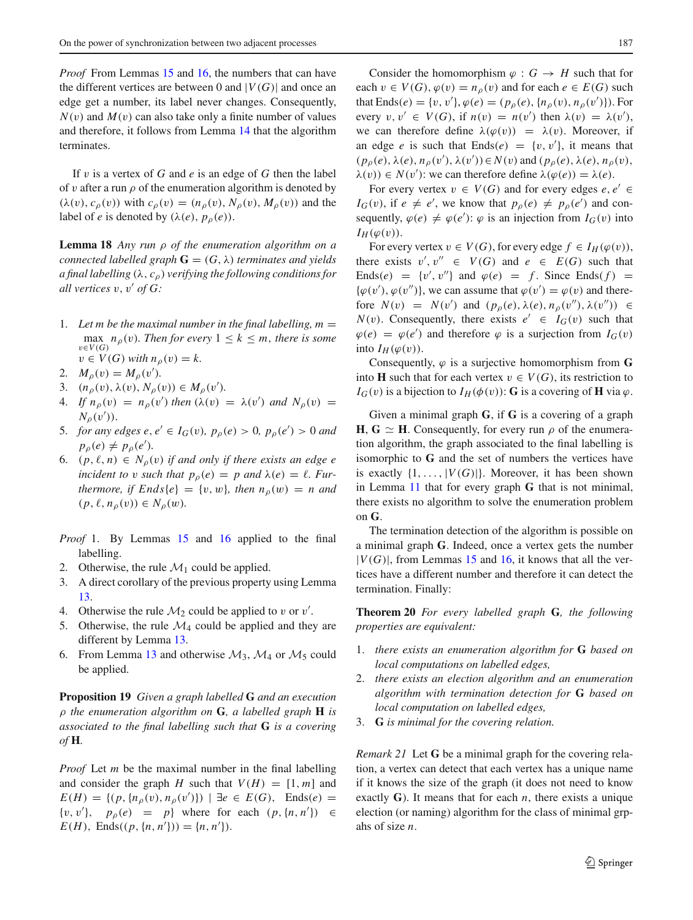*Proof* From Lemmas 15 and 16, the numbers that can have the different vertices are between 0 and $|V(G)|$ and once an edge get a number, its label never changes. Consequently, $N(v)$ and $M(v)$ can also take only a finite number of values and therefore, it follows from Lemma 14 that the algorithm terminates.

If $v$ is a vertex of $G$ and $e$ is an edge of $G$ then the label of $v$ after a run $\rho$ of the enumeration algorithm is denoted by $(\lambda(v), c_\rho(v))$ with $c_\rho(v) = (n_\rho(v), N_\rho(v), M_\rho(v))$ and the label of $e$ is denoted by $(\lambda(e), p_\rho(e))$.

**Lemma 18** *Any run $\rho$ of the enumeration algorithm on a connected labelled graph $\mathbf{G} = (G, \lambda)$ terminates and yields a final labelling $(\lambda, c_\rho)$ verifying the following conditions for all vertices $v$, $v'$ of $G$:*

1. *Let $m$ be the maximal number in the final labelling, $m = \max_{v \in V(G)} n_\rho(v)$. Then for every $1 \le k \le m$, there is some $v \in V(G)$ with $n_\rho(v) = k$.*
2. *$M_\rho(v) = M_\rho(v')$.*
3. *$(n_\rho(v), \lambda(v), N_\rho(v)) \in M_\rho(v')$.*
4. *If $n_\rho(v) = n_\rho(v')$ then $(\lambda(v) = \lambda(v')$ and $N_\rho(v) = N_\rho(v'))$.*
5. *for any edges $e, e' \in I_G(v)$, $p_\rho(e) > 0$, $p_\rho(e') > 0$ and $p_\rho(e) \neq p_\rho(e')$.*
6. *$(p, \ell, n) \in N_\rho(v)$ if and only if there exists an edge $e$ incident to $v$ such that $p_\rho(e) = p$ and $\lambda(e) = \ell$. Furthermore, if $Ends\{e\} = \{v, w\}$, then $n_\rho(w) = n$ and $(p, \ell, n_\rho(v)) \in N_\rho(w)$.*

*Proof* 1. By Lemmas 15 and 16 applied to the final labelling.
2. Otherwise, the rule $\mathcal{M}_1$ could be applied.
3. A direct corollary of the previous property using Lemma 13.
4. Otherwise the rule $\mathcal{M}_2$ could be applied to $v$ or $v'$.
5. Otherwise, the rule $\mathcal{M}_4$ could be applied and they are different by Lemma 13.
6. From Lemma 13 and otherwise $\mathcal{M}_3$, $\mathcal{M}_4$ or $\mathcal{M}_5$ could be applied.

**Proposition 19** *Given a graph labelled $\mathbf{G}$ and an execution $\rho$ the enumeration algorithm on $\mathbf{G}$, a labelled graph $\mathbf{H}$ is associated to the final labelling such that $\mathbf{G}$ is a covering of $\mathbf{H}$.*

*Proof* Let $m$ be the maximal number in the final labelling and consider the graph $H$ such that $V(H) = [1, m]$ and $E(H) = \{(p, \{n_\rho(v), n_\rho(v')\}) \mid \exists e \in E(G),\ \text{Ends}(e) = \{v, v'\},\ p_\rho(e) = p\}$ where for each $(p, \{n, n'\}) \in E(H)$, $\text{Ends}((p, \{n, n'\})) = \{n, n'\}$.

Consider the homomorphism $\varphi : G \to H$ such that for each $v \in V(G)$, $\varphi(v) = n_\rho(v)$ and for each $e \in E(G)$ such that $\text{Ends}(e) = \{v, v'\}$, $\varphi(e) = (p_\rho(e), \{n_\rho(v), n_\rho(v')\})$. For every $v, v' \in V(G)$, if $n(v) = n(v')$ then $\lambda(v) = \lambda(v')$, we can therefore define $\lambda(\varphi(v)) = \lambda(v)$. Moreover, if an edge $e$ is such that $\text{Ends}(e) = \{v, v'\}$, it means that $(p_\rho(e), \lambda(e), n_\rho(v'), \lambda(v')) \in N(v)$ and $(p_\rho(e), \lambda(e), n_\rho(v), \lambda(v)) \in N(v')$: we can therefore define $\lambda(\varphi(e)) = \lambda(e)$.

For every vertex $v \in V(G)$ and for every edges $e, e' \in I_G(v)$, if $e \neq e'$, we know that $p_\rho(e) \neq p_\rho(e')$ and consequently, $\varphi(e) \neq \varphi(e')$: $\varphi$ is an injection from $I_G(v)$ into $I_H(\varphi(v))$.

For every vertex $v \in V(G)$, for every edge $f \in I_H(\varphi(v))$, there exists $v', v'' \in V(G)$ and $e \in E(G)$ such that $\text{Ends}(e) = \{v', v''\}$ and $\varphi(e) = f$. Since $\text{Ends}(f) = \{\varphi(v'), \varphi(v'')\}$, we can assume that $\varphi(v') = \varphi(v)$ and therefore $N(v) = N(v')$ and $(p_\rho(e), \lambda(e), n_\rho(v''), \lambda(v'')) \in N(v)$. Consequently, there exists $e' \in I_G(v)$ such that $\varphi(e) = \varphi(e')$ and therefore $\varphi$ is a surjection from $I_G(v)$ into $I_H(\varphi(v))$.

Consequently, $\varphi$ is a surjective homomorphism from $\mathbf{G}$ into $\mathbf{H}$ such that for each vertex $v \in V(G)$, its restriction to $I_G(v)$ is a bijection to $I_H(\phi(v))$: $\mathbf{G}$ is a covering of $\mathbf{H}$ via $\varphi$.

Given a minimal graph $\mathbf{G}$, if $\mathbf{G}$ is a covering of a graph $\mathbf{H}$, $\mathbf{G} \simeq \mathbf{H}$. Consequently, for every run $\rho$ of the enumeration algorithm, the graph associated to the final labelling is isomorphic to $\mathbf{G}$ and the set of numbers the vertices have is exactly $\{1, \ldots, |V(G)|\}$. Moreover, it has been shown in Lemma 11 that for every graph $\mathbf{G}$ that is not minimal, there exists no algorithm to solve the enumeration problem on $\mathbf{G}$.

The termination detection of the algorithm is possible on a minimal graph $\mathbf{G}$. Indeed, once a vertex gets the number $|V(G)|$, from Lemmas 15 and 16, it knows that all the vertices have a different number and therefore it can detect the termination. Finally:

**Theorem 20** *For every labelled graph $\mathbf{G}$, the following properties are equivalent:*

1. *there exists an enumeration algorithm for $\mathbf{G}$ based on local computations on labelled edges,*
2. *there exists an election algorithm and an enumeration algorithm with termination detection for $\mathbf{G}$ based on local computation on labelled edges,*
3. *$\mathbf{G}$ is minimal for the covering relation.*

*Remark 21* Let $\mathbf{G}$ be a minimal graph for the covering relation, a vertex can detect that each vertex has a unique name if it knows the size of the graph (it does not need to know exactly $\mathbf{G}$). It means that for each $n$, there exists a unique election (or naming) algorithm for the class of minimal grpahs of size $n$.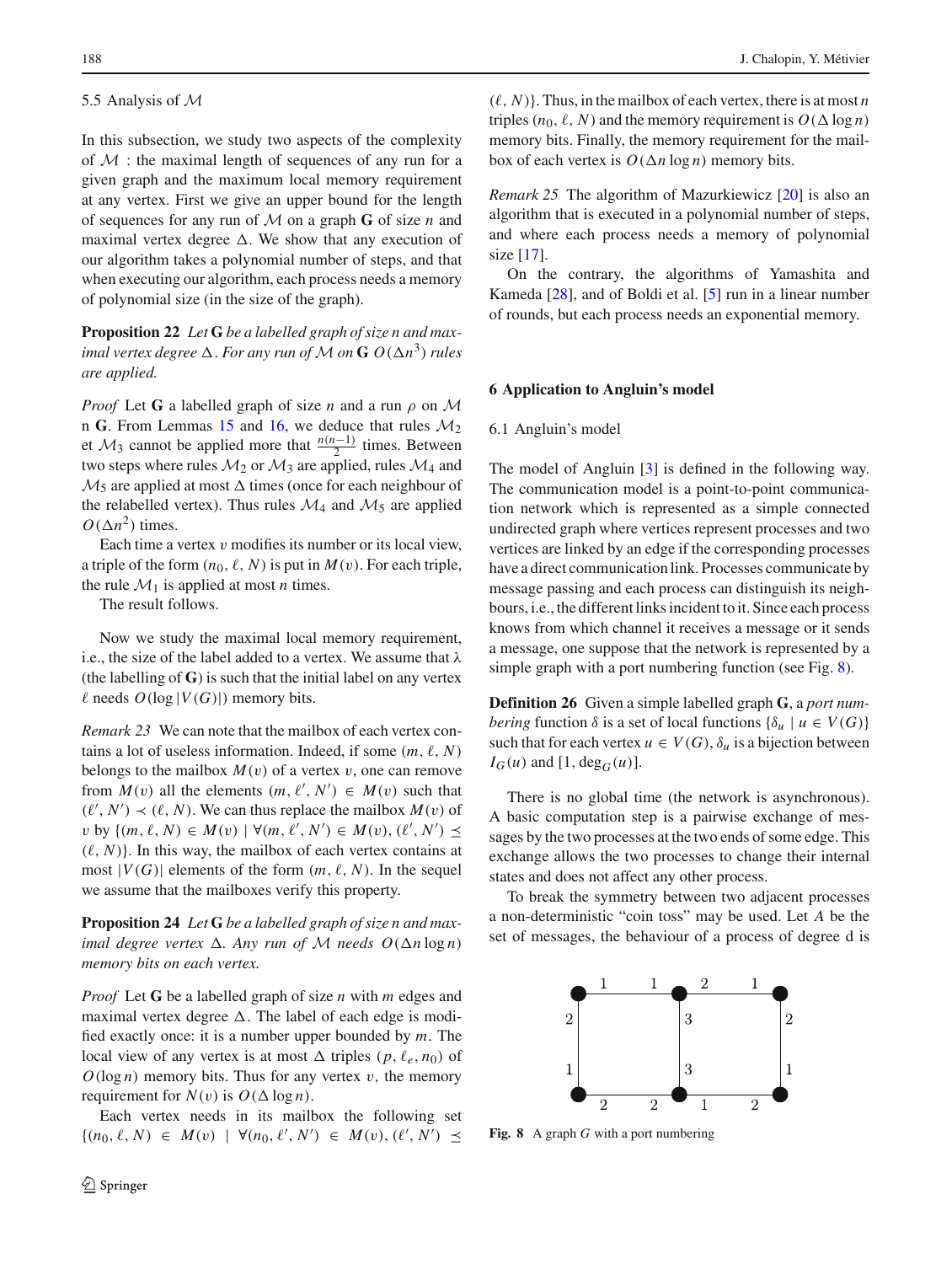### 5.5 Analysis of $\mathcal{M}$

In this subsection, we study two aspects of the complexity of $\mathcal{M}$ : the maximal length of sequences of any run for a given graph and the maximum local memory requirement at any vertex. First we give an upper bound for the length of sequences for any run of $\mathcal{M}$ on a graph **G** of size $n$ and maximal vertex degree $\Delta$. We show that any execution of our algorithm takes a polynomial number of steps, and that when executing our algorithm, each process needs a memory of polynomial size (in the size of the graph).

**Proposition 22** *Let* **G** *be a labelled graph of size n and maximal vertex degree* $\Delta$*. For any run of* $\mathcal{M}$ *on* **G** $O(\Delta n^3)$ *rules are applied.*

*Proof* Let **G** a labelled graph of size $n$ and a run $\rho$ on $\mathcal{M}$ n **G**. From Lemmas 15 and 16, we deduce that rules $\mathcal{M}_2$ et $\mathcal{M}_3$ cannot be applied more that $\frac{n(n-1)}{2}$ times. Between two steps where rules $\mathcal{M}_2$ or $\mathcal{M}_3$ are applied, rules $\mathcal{M}_4$ and $\mathcal{M}_5$ are applied at most $\Delta$ times (once for each neighbour of the relabelled vertex). Thus rules $\mathcal{M}_4$ and $\mathcal{M}_5$ are applied $O(\Delta n^2)$ times.

Each time a vertex $v$ modifies its number or its local view, a triple of the form $(n_0, \ell, N)$ is put in $M(v)$. For each triple, the rule $\mathcal{M}_1$ is applied at most $n$ times.

The result follows.

Now we study the maximal local memory requirement, i.e., the size of the label added to a vertex. We assume that $\lambda$ (the labelling of **G**) is such that the initial label on any vertex $\ell$ needs $O(\log |V(G)|)$ memory bits.

*Remark 23* We can note that the mailbox of each vertex contains a lot of useless information. Indeed, if some $(m, \ell, N)$ belongs to the mailbox $M(v)$ of a vertex $v$, one can remove from $M(v)$ all the elements $(m, \ell', N') \in M(v)$ such that $(\ell', N') \prec (\ell, N)$. We can thus replace the mailbox $M(v)$ of $v$ by $\{(m, \ell, N) \in M(v) \mid \forall (m, \ell', N') \in M(v), (\ell', N') \preceq (\ell, N)\}$. In this way, the mailbox of each vertex contains at most $|V(G)|$ elements of the form $(m, \ell, N)$. In the sequel we assume that the mailboxes verify this property.

**Proposition 24** *Let* **G** *be a labelled graph of size n and maximal degree vertex* $\Delta$*. Any run of* $\mathcal{M}$ *needs* $O(\Delta n \log n)$ *memory bits on each vertex.*

*Proof* Let **G** be a labelled graph of size $n$ with $m$ edges and maximal vertex degree $\Delta$. The label of each edge is modified exactly once: it is a number upper bounded by $m$. The local view of any vertex is at most $\Delta$ triples $(p, \ell_e, n_0)$ of $O(\log n)$ memory bits. Thus for any vertex $v$, the memory requirement for $N(v)$ is $O(\Delta \log n)$.

Each vertex needs in its mailbox the following set $\{(n_0, \ell, N) \in M(v) \mid \forall (n_0, \ell', N') \in M(v), (\ell', N') \preceq (\ell, N)\}$. Thus, in the mailbox of each vertex, there is at most $n$ triples $(n_0, \ell, N)$ and the memory requirement is $O(\Delta \log n)$ memory bits. Finally, the memory requirement for the mailbox of each vertex is $O(\Delta n \log n)$ memory bits.

*Remark 25* The algorithm of Mazurkiewicz [20] is also an algorithm that is executed in a polynomial number of steps, and where each process needs a memory of polynomial size [17].

On the contrary, the algorithms of Yamashita and Kameda [28], and of Boldi et al. [5] run in a linear number of rounds, but each process needs an exponential memory.

## 6 Application to Angluin's model

### 6.1 Angluin's model

The model of Angluin [3] is defined in the following way. The communication model is a point-to-point communication network which is represented as a simple connected undirected graph where vertices represent processes and two vertices are linked by an edge if the corresponding processes have a direct communication link. Processes communicate by message passing and each process can distinguish its neighbours, i.e., the different links incident to it. Since each process knows from which channel it receives a message or it sends a message, one suppose that the network is represented by a simple graph with a port numbering function (see Fig. 8).

**Definition 26** Given a simple labelled graph **G**, a *port numbering* function $\delta$ is a set of local functions $\{\delta_u \mid u \in V(G)\}$ such that for each vertex $u \in V(G)$, $\delta_u$ is a bijection between $I_G(u)$ and $[1, \deg_G(u)]$.

There is no global time (the network is asynchronous). A basic computation step is a pairwise exchange of messages by the two processes at the two ends of some edge. This exchange allows the two processes to change their internal states and does not affect any other process.

To break the symmetry between two adjacent processes a non-deterministic "coin toss" may be used. Let $A$ be the set of messages, the behaviour of a process of degree d is

**Fig. 8** A graph $G$ with a port numbering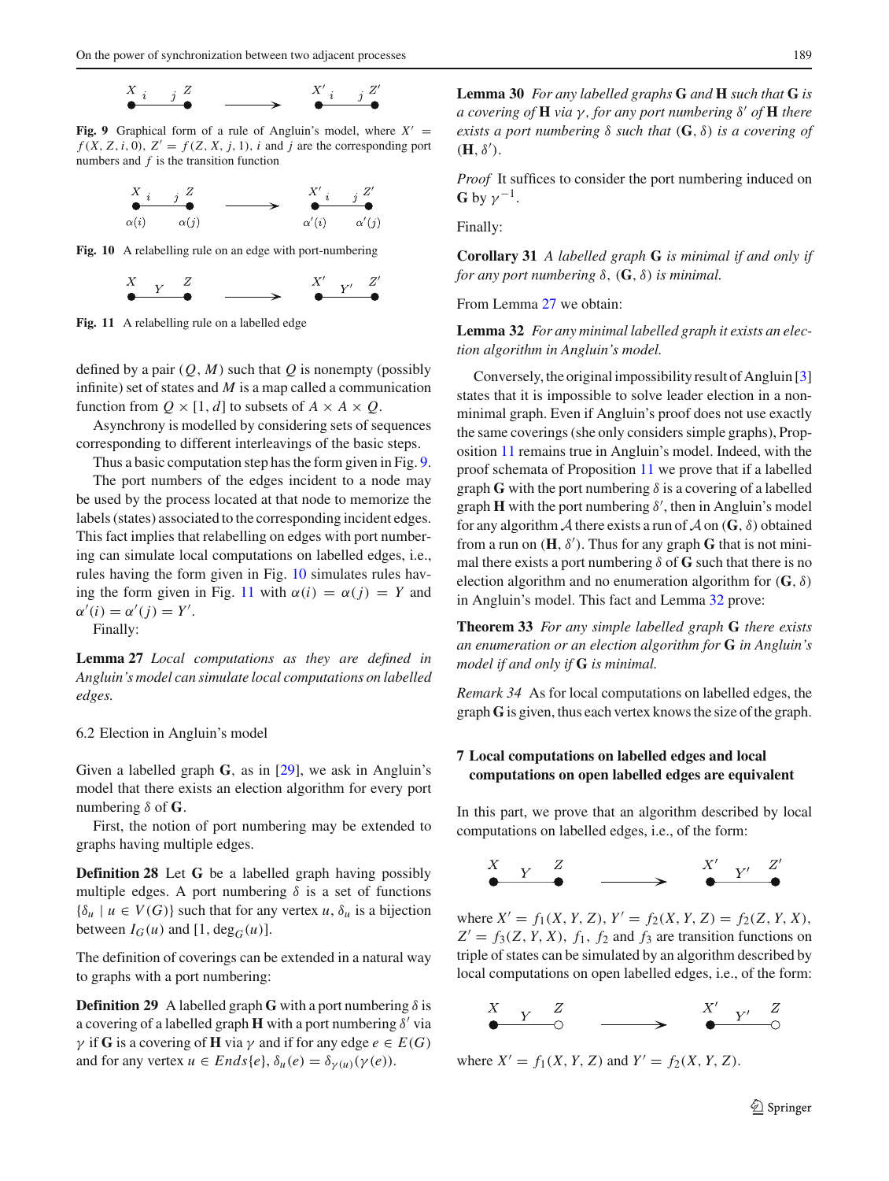Fig. 9 Graphical form of a rule of Angluin's model, where $X' = f(X, Z, i, 0)$, $Z' = f(Z, X, j, 1)$, $i$ and $j$ are the corresponding port numbers and $f$ is the transition function

Fig. 10 A relabelling rule on an edge with port-numbering

Fig. 11 A relabelling rule on a labelled edge

defined by a pair $(Q, M)$ such that $Q$ is nonempty (possibly infinite) set of states and $M$ is a map called a communication function from $Q \times [1, d]$ to subsets of $A \times A \times Q$.

Asynchrony is modelled by considering sets of sequences corresponding to different interleavings of the basic steps.

Thus a basic computation step has the form given in Fig. 9.

The port numbers of the edges incident to a node may be used by the process located at that node to memorize the labels (states) associated to the corresponding incident edges. This fact implies that relabelling on edges with port numbering can simulate local computations on labelled edges, i.e., rules having the form given in Fig. 10 simulates rules having the form given in Fig. 11 with $\alpha(i) = \alpha(j) = Y$ and $\alpha'(i) = \alpha'(j) = Y'$.

Finally:

**Lemma 27** *Local computations as they are defined in Angluin's model can simulate local computations on labelled edges.*

### 6.2 Election in Angluin's model

Given a labelled graph $\mathbf{G}$, as in [29], we ask in Angluin's model that there exists an election algorithm for every port numbering $\delta$ of $\mathbf{G}$.

First, the notion of port numbering may be extended to graphs having multiple edges.

**Definition 28** Let $\mathbf{G}$ be a labelled graph having possibly multiple edges. A port numbering $\delta$ is a set of functions $\{\delta_u \mid u \in V(G)\}$ such that for any vertex $u$, $\delta_u$ is a bijection between $I_G(u)$ and $[1, \deg_G(u)]$.

The definition of coverings can be extended in a natural way to graphs with a port numbering:

**Definition 29** A labelled graph $\mathbf{G}$ with a port numbering $\delta$ is a covering of a labelled graph $\mathbf{H}$ with a port numbering $\delta'$ via $\gamma$ if $\mathbf{G}$ is a covering of $\mathbf{H}$ via $\gamma$ and if for any edge $e \in E(G)$ and for any vertex $u \in Ends\{e\}$, $\delta_u(e) = \delta_{\gamma(u)}(\gamma(e))$.

**Lemma 30** *For any labelled graphs* $\mathbf{G}$ *and* $\mathbf{H}$ *such that* $\mathbf{G}$ *is a covering of* $\mathbf{H}$ *via* $\gamma$, *for any port numbering* $\delta'$ *of* $\mathbf{H}$ *there exists a port numbering* $\delta$ *such that* $(\mathbf{G}, \delta)$ *is a covering of* $(\mathbf{H}, \delta')$.

*Proof* It suffices to consider the port numbering induced on $\mathbf{G}$ by $\gamma^{-1}$.

Finally:

**Corollary 31** *A labelled graph* $\mathbf{G}$ *is minimal if and only if for any port numbering* $\delta$, $(\mathbf{G}, \delta)$ *is minimal.*

From Lemma 27 we obtain:

**Lemma 32** *For any minimal labelled graph it exists an election algorithm in Angluin's model.*

Conversely, the original impossibility result of Angluin [3] states that it is impossible to solve leader election in a non-minimal graph. Even if Angluin's proof does not use exactly the same coverings (she only considers simple graphs), Proposition 11 remains true in Angluin's model. Indeed, with the proof schemata of Proposition 11 we prove that if a labelled graph $\mathbf{G}$ with the port numbering $\delta$ is a covering of a labelled graph $\mathbf{H}$ with the port numbering $\delta'$, then in Angluin's model for any algorithm $\mathcal{A}$ there exists a run of $\mathcal{A}$ on $(\mathbf{G}, \delta)$ obtained from a run on $(\mathbf{H}, \delta')$. Thus for any graph $\mathbf{G}$ that is not minimal there exists a port numbering $\delta$ of $\mathbf{G}$ such that there is no election algorithm and no enumeration algorithm for $(\mathbf{G}, \delta)$ in Angluin's model. This fact and Lemma 32 prove:

**Theorem 33** *For any simple labelled graph* $\mathbf{G}$ *there exists an enumeration or an election algorithm for* $\mathbf{G}$ *in Angluin's model if and only if* $\mathbf{G}$ *is minimal.*

*Remark 34* As for local computations on labelled edges, the graph $\mathbf{G}$ is given, thus each vertex knows the size of the graph.

## 7 Local computations on labelled edges and local computations on open labelled edges are equivalent

In this part, we prove that an algorithm described by local computations on labelled edges, i.e., of the form:

where $X' = f_1(X, Y, Z)$, $Y' = f_2(X, Y, Z) = f_2(Z, Y, X)$, $Z' = f_3(Z, Y, X)$, $f_1$, $f_2$ and $f_3$ are transition functions on triple of states can be simulated by an algorithm described by local computations on open labelled edges, i.e., of the form:

where $X' = f_1(X, Y, Z)$ and $Y' = f_2(X, Y, Z)$.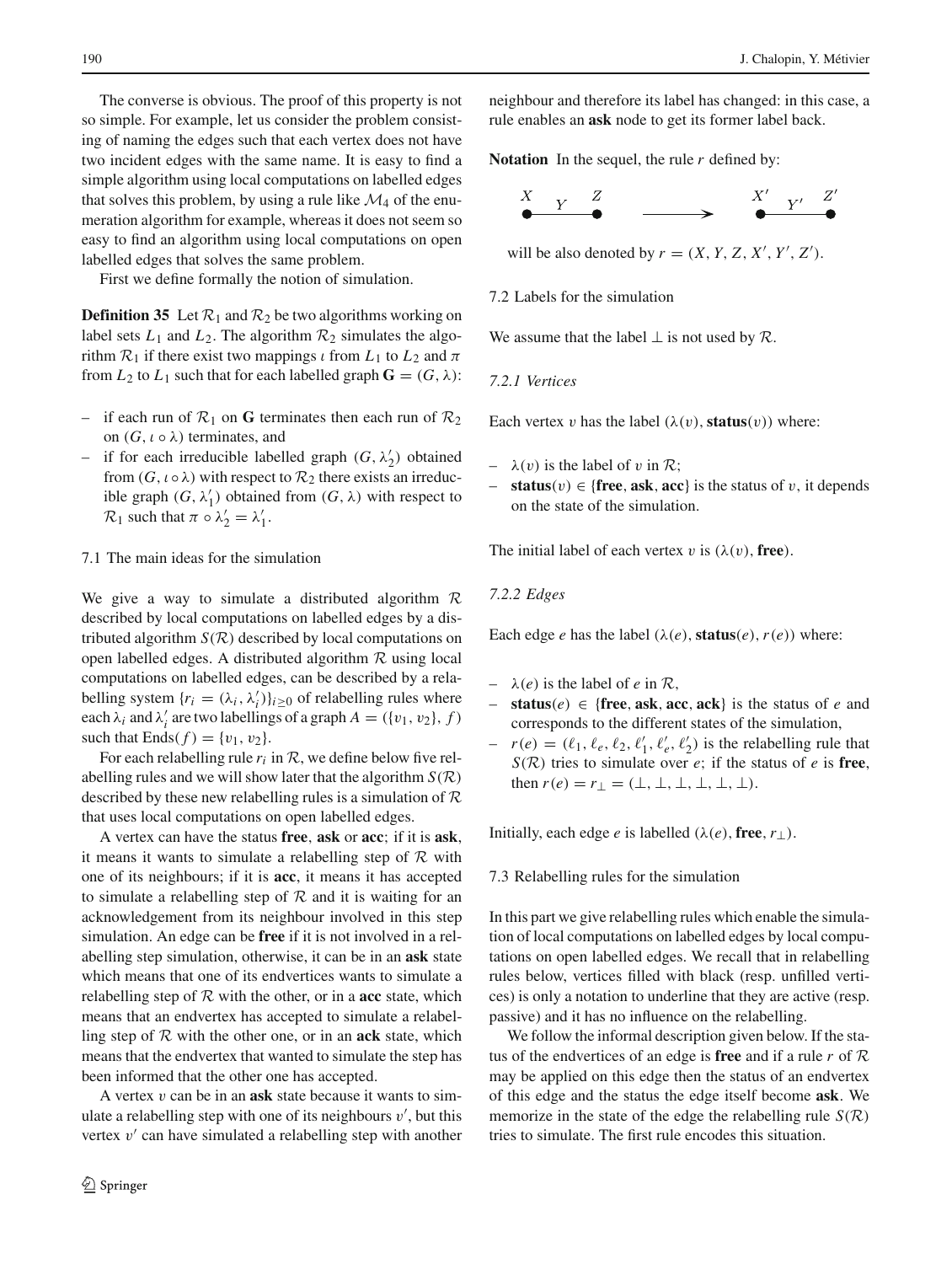The converse is obvious. The proof of this property is not so simple. For example, let us consider the problem consisting of naming the edges such that each vertex does not have two incident edges with the same name. It is easy to find a simple algorithm using local computations on labelled edges that solves this problem, by using a rule like $\mathcal{M}_4$ of the enumeration algorithm for example, whereas it does not seem so easy to find an algorithm using local computations on open labelled edges that solves the same problem.

First we define formally the notion of simulation.

**Definition 35** Let $\mathcal{R}_1$ and $\mathcal{R}_2$ be two algorithms working on label sets $L_1$ and $L_2$. The algorithm $\mathcal{R}_2$ simulates the algorithm $\mathcal{R}_1$ if there exist two mappings $\iota$ from $L_1$ to $L_2$ and $\pi$ from $L_2$ to $L_1$ such that for each labelled graph $\mathbf{G} = (G, \lambda)$:

- if each run of $\mathcal{R}_1$ on $\mathbf{G}$ terminates then each run of $\mathcal{R}_2$ on $(G, \iota \circ \lambda)$ terminates, and
- if for each irreducible labelled graph $(G, \lambda_2')$ obtained from $(G, \iota \circ \lambda)$ with respect to $\mathcal{R}_2$ there exists an irreducible graph $(G, \lambda_1')$ obtained from $(G, \lambda)$ with respect to $\mathcal{R}_1$ such that $\pi \circ \lambda_2' = \lambda_1'$.

## 7.1 The main ideas for the simulation

We give a way to simulate a distributed algorithm $\mathcal{R}$ described by local computations on labelled edges by a distributed algorithm $S(\mathcal{R})$ described by local computations on open labelled edges. A distributed algorithm $\mathcal{R}$ using local computations on labelled edges, can be described by a relabelling system $\{r_i = (\lambda_i, \lambda_i')\}_{i \geq 0}$ of relabelling rules where each $\lambda_i$ and $\lambda_i'$ are two labellings of a graph $A = (\{v_1, v_2\}, f)$ such that $\text{Ends}(f) = \{v_1, v_2\}$.

For each relabelling rule $r_i$ in $\mathcal{R}$, we define below five relabelling rules and we will show later that the algorithm $S(\mathcal{R})$ described by these new relabelling rules is a simulation of $\mathcal{R}$ that uses local computations on open labelled edges.

A vertex can have the status **free**, **ask** or **acc**; if it is **ask**, it means it wants to simulate a relabelling step of $\mathcal{R}$ with one of its neighbours; if it is **acc**, it means it has accepted to simulate a relabelling step of $\mathcal{R}$ and it is waiting for an acknowledgement from its neighbour involved in this step simulation. An edge can be **free** if it is not involved in a relabelling step simulation, otherwise, it can be in an **ask** state which means that one of its endvertices wants to simulate a relabelling step of $\mathcal{R}$ with the other, or in a **acc** state, which means that an endvertex has accepted to simulate a relabelling step of $\mathcal{R}$ with the other one, or in an **ack** state, which means that the endvertex that wanted to simulate the step has been informed that the other one has accepted.

A vertex $v$ can be in an **ask** state because it wants to simulate a relabelling step with one of its neighbours $v'$, but this vertex $v'$ can have simulated a relabelling step with another neighbour and therefore its label has changed: in this case, a rule enables an **ask** node to get its former label back.

**Notation** In the sequel, the rule $r$ defined by:

$$\overset{X}{\bullet}\!\!\overset{Y}{\text{———}}\!\!\overset{Z}{\bullet} \quad \longrightarrow \quad \overset{X'}{\bullet}\!\!\overset{Y'}{\text{———}}\!\!\overset{Z'}{\bullet}$$

will be also denoted by $r = (X, Y, Z, X', Y', Z')$.

## 7.2 Labels for the simulation

We assume that the label $\perp$ is not used by $\mathcal{R}$.

### 7.2.1 Vertices

Each vertex $v$ has the label $(\lambda(v), \textbf{status}(v))$ where:

- $\lambda(v)$ is the label of $v$ in $\mathcal{R}$;
- $\textbf{status}(v) \in \{\textbf{free}, \textbf{ask}, \textbf{acc}\}$ is the status of $v$, it depends on the state of the simulation.

The initial label of each vertex $v$ is $(\lambda(v), \textbf{free})$.

### 7.2.2 Edges

Each edge $e$ has the label $(\lambda(e), \textbf{status}(e), r(e))$ where:

- $\lambda(e)$ is the label of $e$ in $\mathcal{R}$,
- $\textbf{status}(e) \in \{\textbf{free}, \textbf{ask}, \textbf{acc}, \textbf{ack}\}$ is the status of $e$ and corresponds to the different states of the simulation,
- $r(e) = (\ell_1, \ell_e, \ell_2, \ell_1', \ell_e', \ell_2')$ is the relabelling rule that $S(\mathcal{R})$ tries to simulate over $e$; if the status of $e$ is **free**, then $r(e) = r_\perp = (\perp, \perp, \perp, \perp, \perp, \perp)$.

Initially, each edge $e$ is labelled $(\lambda(e), \textbf{free}, r_\perp)$.

## 7.3 Relabelling rules for the simulation

In this part we give relabelling rules which enable the simulation of local computations on labelled edges by local computations on open labelled edges. We recall that in relabelling rules below, vertices filled with black (resp. unfilled vertices) is only a notation to underline that they are active (resp. passive) and it has no influence on the relabelling.

We follow the informal description given below. If the status of the endvertices of an edge is **free** and if a rule $r$ of $\mathcal{R}$ may be applied on this edge then the status of an endvertex of this edge and the status the edge itself become **ask**. We memorize in the state of the edge the relabelling rule $S(\mathcal{R})$ tries to simulate. The first rule encodes this situation.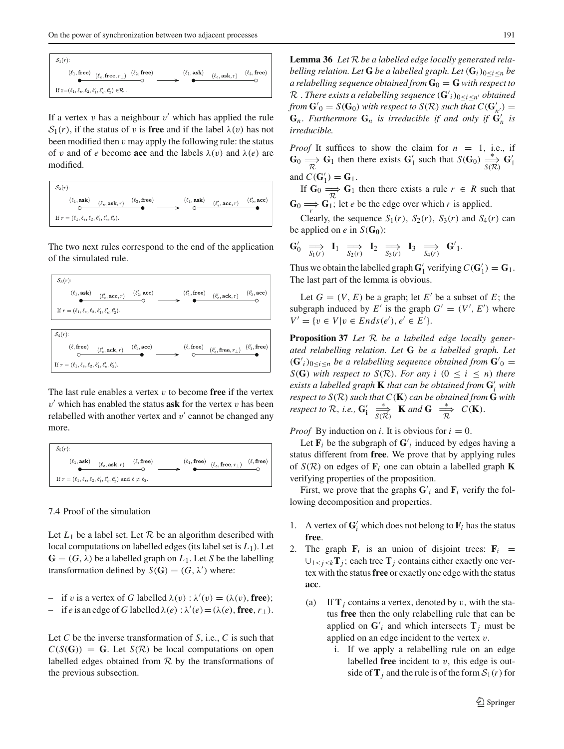$\mathcal{S}_1(r)$:

$$\overset{(\ell_1, \textbf{free})}{\bullet} \xrightarrow{(\ell_e, \textbf{free}, r_\perp)} \overset{(\ell_2, \textbf{free})}{\circ} \longrightarrow \overset{(\ell_1, \textbf{ask})}{\bullet} \xrightarrow{(\ell_e, \textbf{ask}, r)} \overset{(\ell_2, \textbf{free})}{\circ}$$

If $r = (\ell_1, \ell_e, \ell_2, \ell_1', \ell_e', \ell_2') \in \mathcal{R}$.

If a vertex $v$ has a neighbour $v'$ which has applied the rule $\mathcal{S}_1(r)$, if the status of $v$ is **free** and if the label $\lambda(v)$ has not been modified then $v$ may apply the following rule: the status of $v$ and of $e$ become **acc** and the labels $\lambda(v)$ and $\lambda(e)$ are modified.

$\mathcal{S}_2(r)$:

$$\overset{(\ell_1, \textbf{ask})}{\circ} \xrightarrow{(\ell_e, \textbf{ask}, r)} \overset{(\ell_2, \textbf{free})}{\bullet} \longrightarrow \overset{(\ell_1, \textbf{ask})}{\circ} \xrightarrow{(\ell_e', \textbf{acc}, r)} \overset{(\ell_2', \textbf{acc})}{\bullet}$$

If $r = (\ell_1, \ell_e, \ell_2, \ell_1', \ell_e', \ell_2')$.

The two next rules correspond to the end of the application of the simulated rule.

$\mathcal{S}_3(r)$:

$$\overset{(\ell_1, \textbf{ask})}{\bullet} \xrightarrow{(\ell_e', \textbf{acc}, r)} \overset{(\ell_2', \textbf{acc})}{\circ} \longrightarrow \overset{(\ell_1', \textbf{free})}{\bullet} \xrightarrow{(\ell_e', \textbf{ack}, r)} \overset{(\ell_2', \textbf{acc})}{\circ}$$

If $r = (\ell_1, \ell_e, \ell_2, \ell_1', \ell_e', \ell_2')$.

$\mathcal{S}_4(r)$:

$$\overset{(\ell, \textbf{free})}{\circ} \xrightarrow{(\ell_e', \textbf{ack}, r)} \overset{(\ell_1', \textbf{acc})}{\bullet} \longrightarrow \overset{(\ell, \textbf{free})}{\circ} \xrightarrow{(\ell_e', \textbf{free}, r_\perp)} \overset{(\ell_1', \textbf{free})}{\bullet}$$

If $r = (\ell_1, \ell_e, \ell_2, \ell_1', \ell_e', \ell_2')$.

The last rule enables a vertex $v$ to become **free** if the vertex $v'$ which has enabled the status **ask** for the vertex $v$ has been relabelled with another vertex and $v'$ cannot be changed any more.

$\mathcal{S}_5(r)$:

$$\overset{(\ell_1, \textbf{ask})}{\bullet} \xrightarrow{(\ell_e, \textbf{ask}, r)} \overset{(\ell, \textbf{free})}{\circ} \longrightarrow \overset{(\ell_1, \textbf{free})}{\bullet} \xrightarrow{(\ell_e, \textbf{free}, r_\perp)} \overset{(\ell, \textbf{free})}{\circ}$$

If $r = (\ell_1, \ell_e, \ell_2, \ell_1', \ell_e', \ell_2')$ and $\ell \neq \ell_2$.

### 7.4 Proof of the simulation

Let $L_1$ be a label set. Let $\mathcal{R}$ be an algorithm described with local computations on labelled edges (its label set is $L_1$). Let $\mathbf{G} = (G, \lambda)$ be a labelled graph on $L_1$. Let $S$ be the labelling transformation defined by $S(\mathbf{G}) = (G, \lambda')$ where:

- if $v$ is a vertex of $G$ labelled $\lambda(v) : \lambda'(v) = (\lambda(v), \textbf{free})$;
- if $e$ is an edge of $G$ labelled $\lambda(e) : \lambda'(e) = (\lambda(e), \textbf{free}, r_\perp)$.

Let $C$ be the inverse transformation of $S$, i.e., $C$ is such that $C(S(\mathbf{G})) = \mathbf{G}$. Let $S(\mathcal{R})$ be local computations on open labelled edges obtained from $\mathcal{R}$ by the transformations of the previous subsection.

**Lemma 36** *Let $\mathcal{R}$ be a labelled edge locally generated relabelling relation. Let $\mathbf{G}$ be a labelled graph. Let $(\mathbf{G}_i)_{0 \le i \le n}$ be a relabelling sequence obtained from $\mathbf{G}_0 = \mathbf{G}$ with respect to $\mathcal{R}$. There exists a relabelling sequence $(\mathbf{G}'_i)_{0 \le i \le n'}$ obtained from $\mathbf{G}'_0 = S(\mathbf{G}_0)$ with respect to $S(\mathcal{R})$ such that $C(\mathbf{G}'_{n'}) = \mathbf{G}_n$. Furthermore $\mathbf{G}_n$ is irreducible if and only if $\mathbf{G}'_n$ is irreducible.*

*Proof* It suffices to show the claim for $n = 1$, i.e., if $\mathbf{G}_0 \underset{\mathcal{R}}{\Longrightarrow} \mathbf{G}_1$ then there exists $\mathbf{G}'_1$ such that $S(\mathbf{G}_0) \overset{*}{\underset{S(\mathcal{R})}{\Longrightarrow}} \mathbf{G}'_1$ and $C(\mathbf{G}'_1) = \mathbf{G}_1$.

If $\mathbf{G}_0 \underset{\mathcal{R}}{\Longrightarrow} \mathbf{G}_1$ then there exists a rule $r \in R$ such that $\mathbf{G}_0 \underset{r}{\Longrightarrow} \mathbf{G}_1$; let $e$ be the edge over which $r$ is applied.

Clearly, the sequence $S_1(r)$, $S_2(r)$, $S_3(r)$ and $S_4(r)$ can be applied on $e$ in $S(\mathbf{G_0})$:

$$\mathbf{G}'_0 \underset{S_1(r)}{\Longrightarrow} \mathbf{I}_1 \underset{S_2(r)}{\Longrightarrow} \mathbf{I}_2 \underset{S_3(r)}{\Longrightarrow} \mathbf{I}_3 \underset{S_4(r)}{\Longrightarrow} \mathbf{G}'_1.$$

Thus we obtain the labelled graph $\mathbf{G}'_1$ verifying $C(\mathbf{G}'_1) = \mathbf{G}_1$. The last part of the lemma is obvious.

Let $G = (V, E)$ be a graph; let $E'$ be a subset of $E$; the subgraph induced by $E'$ is the graph $G' = (V', E')$ where $V' = \{v \in V | v \in Ends(e'), e' \in E'\}$.

**Proposition 37** *Let $\mathcal{R}$ be a labelled edge locally generated relabelling relation. Let $\mathbf{G}$ be a labelled graph. Let $(\mathbf{G}'_i)_{0 \le i \le n}$ be a relabelling sequence obtained from $\mathbf{G}'_0 = S(\mathbf{G})$ with respect to $S(\mathcal{R})$. For any $i$ $(0 \le i \le n)$ there exists a labelled graph $\mathbf{K}$ that can be obtained from $\mathbf{G}'_i$ with respect to $S(\mathcal{R})$ such that $C(\mathbf{K})$ can be obtained from $\mathbf{G}$ with respect to $\mathcal{R}$, i.e., $\mathbf{G}'_\mathbf{i} \overset{*}{\underset{S(\mathcal{R})}{\Longrightarrow}} \mathbf{K}$ and $\mathbf{G} \overset{*}{\underset{\mathcal{R}}{\Longrightarrow}} C(\mathbf{K})$.*

*Proof* By induction on $i$. It is obvious for $i = 0$.

Let $\mathbf{F}_i$ be the subgraph of $\mathbf{G}'_i$ induced by edges having a status different from **free**. We prove that by applying rules of $S(\mathcal{R})$ on edges of $\mathbf{F}_i$ one can obtain a labelled graph $\mathbf{K}$ verifying properties of the proposition.

First, we prove that the graphs $\mathbf{G}'_i$ and $\mathbf{F}_i$ verify the following decomposition and properties.

1. A vertex of $\mathbf{G}'_i$ which does not belong to $\mathbf{F}_i$ has the status **free**.
2. The graph $\mathbf{F}_i$ is an union of disjoint trees: $\mathbf{F}_i = \cup_{1 \le j \le k} \mathbf{T}_j$; each tree $\mathbf{T}_j$ contains either exactly one vertex with the status **free** or exactly one edge with the status **acc**.
   (a) If $\mathbf{T}_j$ contains a vertex, denoted by $v$, with the status **free** then the only relabelling rule that can be applied on $\mathbf{G}'_i$ and which intersects $\mathbf{T}_j$ must be applied on an edge incident to the vertex $v$.
      i. If we apply a relabelling rule on an edge labelled **free** incident to $v$, this edge is outside of $\mathbf{T}_j$ and the rule is of the form $\mathcal{S}_1(r)$ for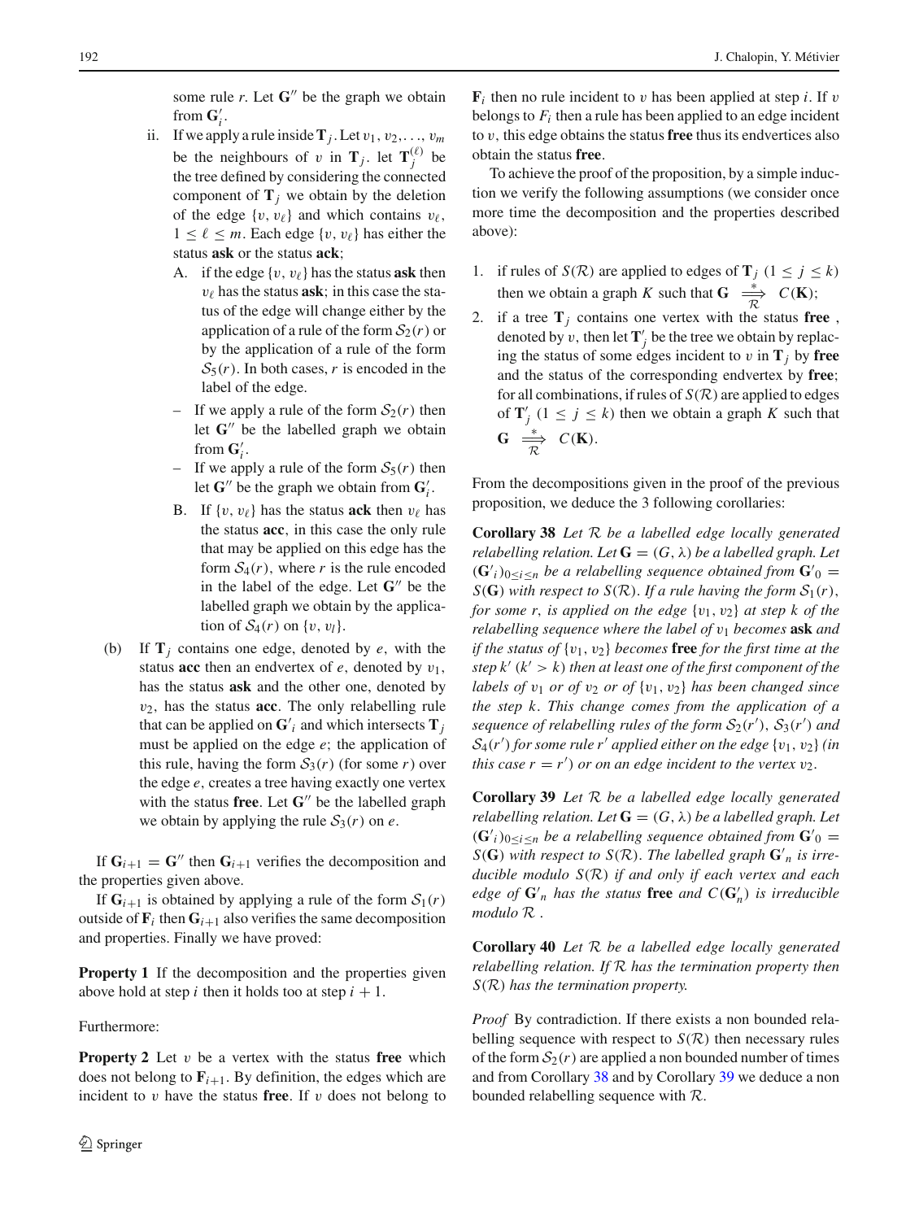some rule $r$. Let $\mathbf{G}''$ be the graph we obtain from $\mathbf{G}'_i$.

ii. If we apply a rule inside $\mathbf{T}_j$. Let $v_1, v_2, \ldots, v_m$ be the neighbours of $v$ in $\mathbf{T}_j$. let $\mathbf{T}_j^{(\ell)}$ be the tree defined by considering the connected component of $\mathbf{T}_j$ we obtain by the deletion of the edge $\{v, v_\ell\}$ and which contains $v_\ell$, $1 \leq \ell \leq m$. Each edge $\{v, v_\ell\}$ has either the status **ask** or the status **ack**;

   A. if the edge $\{v, v_\ell\}$ has the status **ask** then $v_\ell$ has the status **ask**; in this case the status of the edge will change either by the application of a rule of the form $\mathcal{S}_2(r)$ or by the application of a rule of the form $\mathcal{S}_5(r)$. In both cases, $r$ is encoded in the label of the edge.
   - If we apply a rule of the form $\mathcal{S}_2(r)$ then let $\mathbf{G}''$ be the labelled graph we obtain from $\mathbf{G}'_i$.
   - If we apply a rule of the form $\mathcal{S}_5(r)$ then let $\mathbf{G}''$ be the graph we obtain from $\mathbf{G}'_i$.

   B. If $\{v, v_\ell\}$ has the status **ack** then $v_\ell$ has the status **acc**, in this case the only rule that may be applied on this edge has the form $\mathcal{S}_4(r)$, where $r$ is the rule encoded in the label of the edge. Let $\mathbf{G}''$ be the labelled graph we obtain by the application of $\mathcal{S}_4(r)$ on $\{v, v_l\}$.

(b) If $\mathbf{T}_j$ contains one edge, denoted by $e$, with the status **acc** then an endvertex of $e$, denoted by $v_1$, has the status **ask** and the other one, denoted by $v_2$, has the status **acc**. The only relabelling rule that can be applied on $\mathbf{G}'_i$ and which intersects $\mathbf{T}_j$ must be applied on the edge $e$; the application of this rule, having the form $\mathcal{S}_3(r)$ (for some $r$) over the edge $e$, creates a tree having exactly one vertex with the status **free**. Let $\mathbf{G}''$ be the labelled graph we obtain by applying the rule $\mathcal{S}_3(r)$ on $e$.

If $\mathbf{G}_{i+1} = \mathbf{G}''$ then $\mathbf{G}_{i+1}$ verifies the decomposition and the properties given above.

If $\mathbf{G}_{i+1}$ is obtained by applying a rule of the form $\mathcal{S}_1(r)$ outside of $\mathbf{F}_i$ then $\mathbf{G}_{i+1}$ also verifies the same decomposition and properties. Finally we have proved:

**Property 1** If the decomposition and the properties given above hold at step $i$ then it holds too at step $i+1$.

Furthermore:

**Property 2** Let $v$ be a vertex with the status **free** which does not belong to $\mathbf{F}_{i+1}$. By definition, the edges which are incident to $v$ have the status **free**. If $v$ does not belong to $\mathbf{F}_i$ then no rule incident to $v$ has been applied at step $i$. If $v$ belongs to $F_i$ then a rule has been applied to an edge incident to $v$, this edge obtains the status **free** thus its endvertices also obtain the status **free**.

To achieve the proof of the proposition, by a simple induction we verify the following assumptions (we consider once more time the decomposition and the properties described above):

1. if rules of $S(\mathcal{R})$ are applied to edges of $\mathbf{T}_j$ $(1 \leq j \leq k)$ then we obtain a graph $K$ such that $\mathbf{G} \overset{*}{\underset{\mathcal{R}}{\Longrightarrow}} C(\mathbf{K})$;
2. if a tree $\mathbf{T}_j$ contains one vertex with the status **free** , denoted by $v$, then let $\mathbf{T}'_j$ be the tree we obtain by replacing the status of some edges incident to $v$ in $\mathbf{T}_j$ by **free** and the status of the corresponding endvertex by **free**; for all combinations, if rules of $S(\mathcal{R})$ are applied to edges of $\mathbf{T}'_j$ $(1 \leq j \leq k)$ then we obtain a graph $K$ such that $\mathbf{G} \overset{*}{\underset{\mathcal{R}}{\Longrightarrow}} C(\mathbf{K})$.

From the decompositions given in the proof of the previous proposition, we deduce the 3 following corollaries:

**Corollary 38** *Let $\mathcal{R}$ be a labelled edge locally generated relabelling relation. Let $\mathbf{G} = (G, \lambda)$ be a labelled graph. Let $(\mathbf{G}'_i)_{0 \leq i \leq n}$ be a relabelling sequence obtained from $\mathbf{G}'_0 = S(\mathbf{G})$ with respect to $S(\mathcal{R})$. If a rule having the form $\mathcal{S}_1(r)$, for some $r$, is applied on the edge $\{v_1, v_2\}$ at step $k$ of the relabelling sequence where the label of $v_1$ becomes* **ask** *and if the status of $\{v_1, v_2\}$ becomes* **free** *for the first time at the step $k'$ $(k' > k)$ then at least one of the first component of the labels of $v_1$ or of $v_2$ or of $\{v_1, v_2\}$ has been changed since the step $k$. This change comes from the application of a sequence of relabelling rules of the form $\mathcal{S}_2(r')$, $\mathcal{S}_3(r')$ and $\mathcal{S}_4(r')$ for some rule $r'$ applied either on the edge $\{v_1, v_2\}$ (in this case $r = r'$) or on an edge incident to the vertex $v_2$.*

**Corollary 39** *Let $\mathcal{R}$ be a labelled edge locally generated relabelling relation. Let $\mathbf{G} = (G, \lambda)$ be a labelled graph. Let $(\mathbf{G}'_i)_{0 \leq i \leq n}$ be a relabelling sequence obtained from $\mathbf{G}'_0 = S(\mathbf{G})$ with respect to $S(\mathcal{R})$. The labelled graph $\mathbf{G}'_n$ is irreducible modulo $S(\mathcal{R})$ if and only if each vertex and each edge of $\mathbf{G}'_n$ has the status* **free** *and $C(\mathbf{G}'_n)$ is irreducible modulo $\mathcal{R}$ .*

**Corollary 40** *Let $\mathcal{R}$ be a labelled edge locally generated relabelling relation. If $\mathcal{R}$ has the termination property then $S(\mathcal{R})$ has the termination property.*

*Proof* By contradiction. If there exists a non bounded relabelling sequence with respect to $S(\mathcal{R})$ then necessary rules of the form $\mathcal{S}_2(r)$ are applied a non bounded number of times and from Corollary 38 and by Corollary 39 we deduce a non bounded relabelling sequence with $\mathcal{R}$.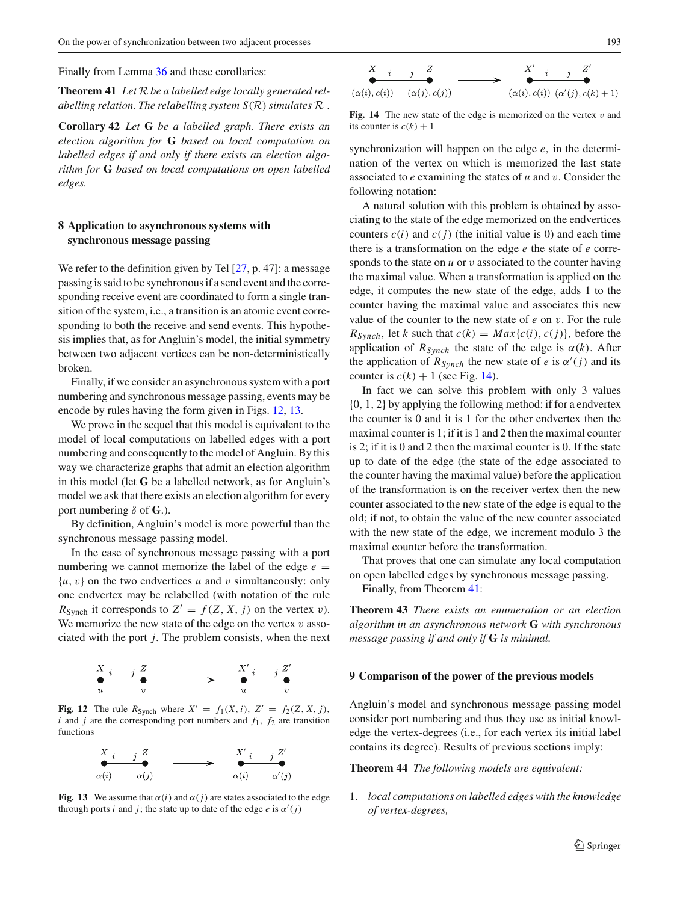Finally from Lemma 36 and these corollaries:

**Theorem 41** *Let $\mathcal{R}$ be a labelled edge locally generated relabelling relation. The relabelling system $S(\mathcal{R})$ simulates $\mathcal{R}$ .*

**Corollary 42** *Let* **G** *be a labelled graph. There exists an election algorithm for* **G** *based on local computation on labelled edges if and only if there exists an election algorithm for* **G** *based on local computations on open labelled edges.*

## 8 Application to asynchronous systems with synchronous message passing

We refer to the definition given by Tel [27, p. 47]: a message passing is said to be synchronous if a send event and the corresponding receive event are coordinated to form a single transition of the system, i.e., a transition is an atomic event corresponding to both the receive and send events. This hypothesis implies that, as for Angluin's model, the initial symmetry between two adjacent vertices can be non-deterministically broken.

Finally, if we consider an asynchronous system with a port numbering and synchronous message passing, events may be encode by rules having the form given in Figs. 12, 13.

We prove in the sequel that this model is equivalent to the model of local computations on labelled edges with a port numbering and consequently to the model of Angluin. By this way we characterize graphs that admit an election algorithm in this model (let **G** be a labelled network, as for Angluin's model we ask that there exists an election algorithm for every port numbering $\delta$ of **G**.).

By definition, Angluin's model is more powerful than the synchronous message passing model.

In the case of synchronous message passing with a port numbering we cannot memorize the label of the edge $e = \{u, v\}$ on the two endvertices $u$ and $v$ simultaneously: only one endvertex may be relabelled (with notation of the rule $R_{\text{Synch}}$ it corresponds to $Z' = f(Z, X, j)$ on the vertex $v$). We memorize the new state of the edge on the vertex $v$ associated with the port $j$. The problem consists, when the next synchronization will happen on the edge $e$, in the determination of the vertex on which is memorized the last state associated to $e$ examining the states of $u$ and $v$. Consider the following notation:

**Fig. 12** The rule $R_{\text{Synch}}$ where $X' = f_1(X, i)$, $Z' = f_2(Z, X, j)$, $i$ and $j$ are the corresponding port numbers and $f_1$, $f_2$ are transition functions

**Fig. 13** We assume that $\alpha(i)$ and $\alpha(j)$ are states associated to the edge through ports $i$ and $j$; the state up to date of the edge $e$ is $\alpha'(j)$

**Fig. 14** The new state of the edge is memorized on the vertex $v$ and its counter is $c(k) + 1$

A natural solution with this problem is obtained by associating to the state of the edge memorized on the endvertices counters $c(i)$ and $c(j)$ (the initial value is 0) and each time there is a transformation on the edge $e$ the state of $e$ corresponds to the state on $u$ or $v$ associated to the counter having the maximal value. When a transformation is applied on the edge, it computes the new state of the edge, adds 1 to the counter having the maximal value and associates this new value of the counter to the new state of $e$ on $v$. For the rule $R_{Synch}$, let $k$ such that $c(k) = Max\{c(i), c(j)\}$, before the application of $R_{Synch}$ the state of the edge is $\alpha(k)$. After the application of $R_{Synch}$ the new state of $e$ is $\alpha'(j)$ and its counter is $c(k) + 1$ (see Fig. 14).

In fact we can solve this problem with only 3 values $\{0, 1, 2\}$ by applying the following method: if for a endvertex the counter is 0 and it is 1 for the other endvertex then the maximal counter is 1; if it is 1 and 2 then the maximal counter is 2; if it is 0 and 2 then the maximal counter is 0. If the state up to date of the edge (the state of the edge associated to the counter having the maximal value) before the application of the transformation is on the receiver vertex then the new counter associated to the new state of the edge is equal to the old; if not, to obtain the value of the new counter associated with the new state of the edge, we increment modulo 3 the maximal counter before the transformation.

That proves that one can simulate any local computation on open labelled edges by synchronous message passing.

Finally, from Theorem 41:

**Theorem 43** *There exists an enumeration or an election algorithm in an asynchronous network* **G** *with synchronous message passing if and only if* **G** *is minimal.*

## 9 Comparison of the power of the previous models

Angluin's model and synchronous message passing model consider port numbering and thus they use as initial knowledge the vertex-degrees (i.e., for each vertex its initial label contains its degree). Results of previous sections imply:

**Theorem 44** *The following models are equivalent:*

1. *local computations on labelled edges with the knowledge of vertex-degrees,*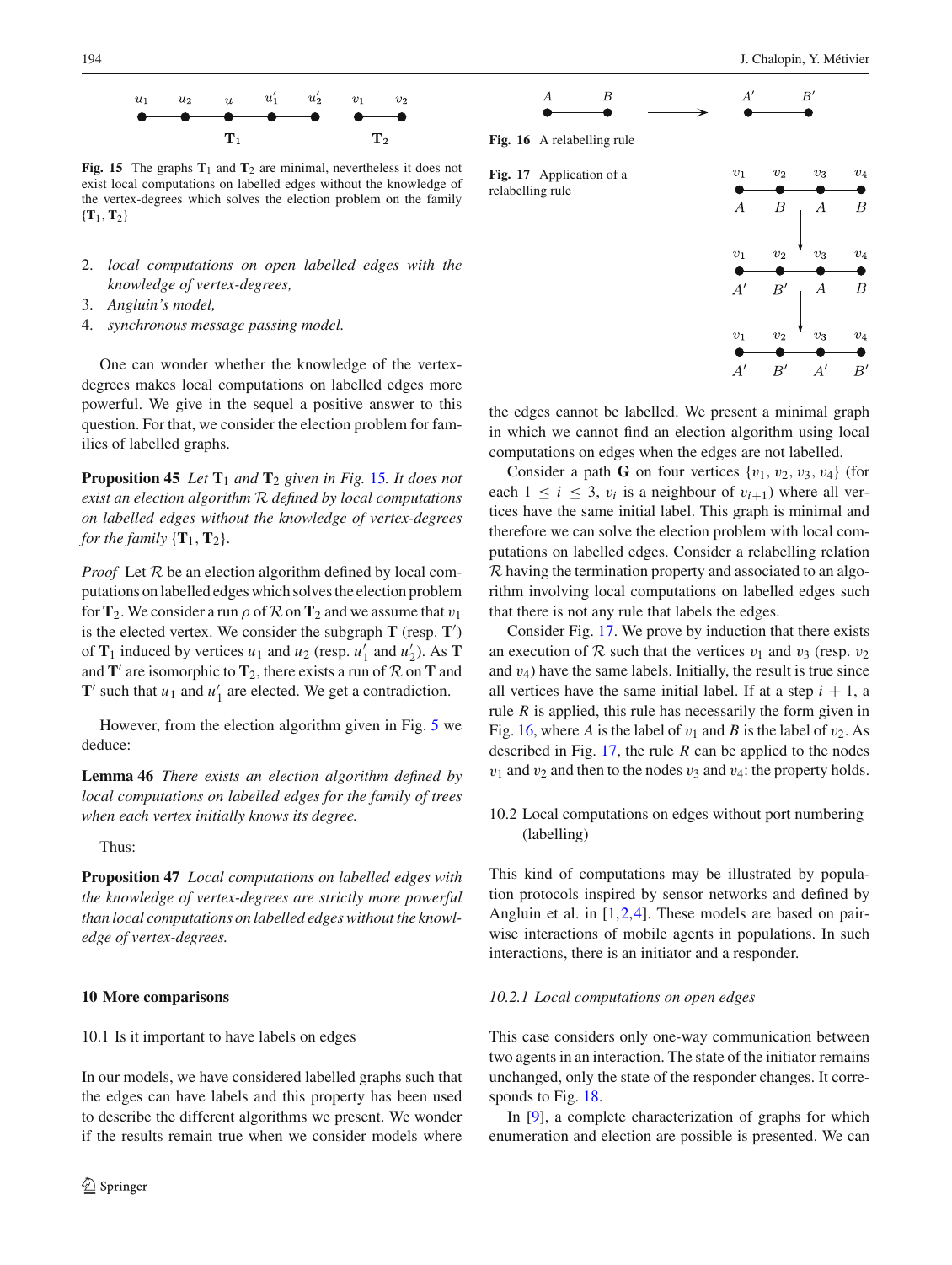Fig. 15 The graphs $\mathbf{T}_1$ and $\mathbf{T}_2$ are minimal, nevertheless it does not exist local computations on labelled edges without the knowledge of the vertex-degrees which solves the election problem on the family $\{\mathbf{T}_1, \mathbf{T}_2\}$

2. *local computations on open labelled edges with the knowledge of vertex-degrees,*
3. *Angluin's model,*
4. *synchronous message passing model.*

One can wonder whether the knowledge of the vertex-degrees makes local computations on labelled edges more powerful. We give in the sequel a positive answer to this question. For that, we consider the election problem for families of labelled graphs.

**Proposition 45** *Let $\mathbf{T}_1$ and $\mathbf{T}_2$ given in Fig. 15. It does not exist an election algorithm $\mathcal{R}$ defined by local computations on labelled edges without the knowledge of vertex-degrees for the family $\{\mathbf{T}_1, \mathbf{T}_2\}$.*

*Proof* Let $\mathcal{R}$ be an election algorithm defined by local computations on labelled edges which solves the election problem for $\mathbf{T}_2$. We consider a run $\rho$ of $\mathcal{R}$ on $\mathbf{T}_2$ and we assume that $v_1$ is the elected vertex. We consider the subgraph $\mathbf{T}$ (resp. $\mathbf{T}'$) of $\mathbf{T}_1$ induced by vertices $u_1$ and $u_2$ (resp. $u'_1$ and $u'_2$). As $\mathbf{T}$ and $\mathbf{T}'$ are isomorphic to $\mathbf{T}_2$, there exists a run of $\mathcal{R}$ on $\mathbf{T}$ and $\mathbf{T}'$ such that $u_1$ and $u'_1$ are elected. We get a contradiction.

However, from the election algorithm given in Fig. 5 we deduce:

**Lemma 46** *There exists an election algorithm defined by local computations on labelled edges for the family of trees when each vertex initially knows its degree.*

Thus:

**Proposition 47** *Local computations on labelled edges with the knowledge of vertex-degrees are strictly more powerful than local computations on labelled edges without the knowledge of vertex-degrees.*

## 10 More comparisons

### 10.1 Is it important to have labels on edges

In our models, we have considered labelled graphs such that the edges can have labels and this property has been used to describe the different algorithms we present. We wonder if the results remain true when we consider models where the edges cannot be labelled. We present a minimal graph in which we cannot find an election algorithm using local computations on edges when the edges are not labelled.

Fig. 16 A relabelling rule

Fig. 17 Application of a relabelling rule

Consider a path $\mathbf{G}$ on four vertices $\{v_1, v_2, v_3, v_4\}$ (for each $1 \leq i \leq 3$, $v_i$ is a neighbour of $v_{i+1}$) where all vertices have the same initial label. This graph is minimal and therefore we can solve the election problem with local computations on labelled edges. Consider a relabelling relation $\mathcal{R}$ having the termination property and associated to an algorithm involving local computations on labelled edges such that there is not any rule that labels the edges.

Consider Fig. 17. We prove by induction that there exists an execution of $\mathcal{R}$ such that the vertices $v_1$ and $v_3$ (resp. $v_2$ and $v_4$) have the same labels. Initially, the result is true since all vertices have the same initial label. If at a step $i + 1$, a rule $R$ is applied, this rule has necessarily the form given in Fig. 16, where $A$ is the label of $v_1$ and $B$ is the label of $v_2$. As described in Fig. 17, the rule $R$ can be applied to the nodes $v_1$ and $v_2$ and then to the nodes $v_3$ and $v_4$: the property holds.

### 10.2 Local computations on edges without port numbering (labelling)

This kind of computations may be illustrated by population protocols inspired by sensor networks and defined by Angluin et al. in [1,2,4]. These models are based on pairwise interactions of mobile agents in populations. In such interactions, there is an initiator and a responder.

#### *10.2.1 Local computations on open edges*

This case considers only one-way communication between two agents in an interaction. The state of the initiator remains unchanged, only the state of the responder changes. It corresponds to Fig. 18.

In [9], a complete characterization of graphs for which enumeration and election are possible is presented. We can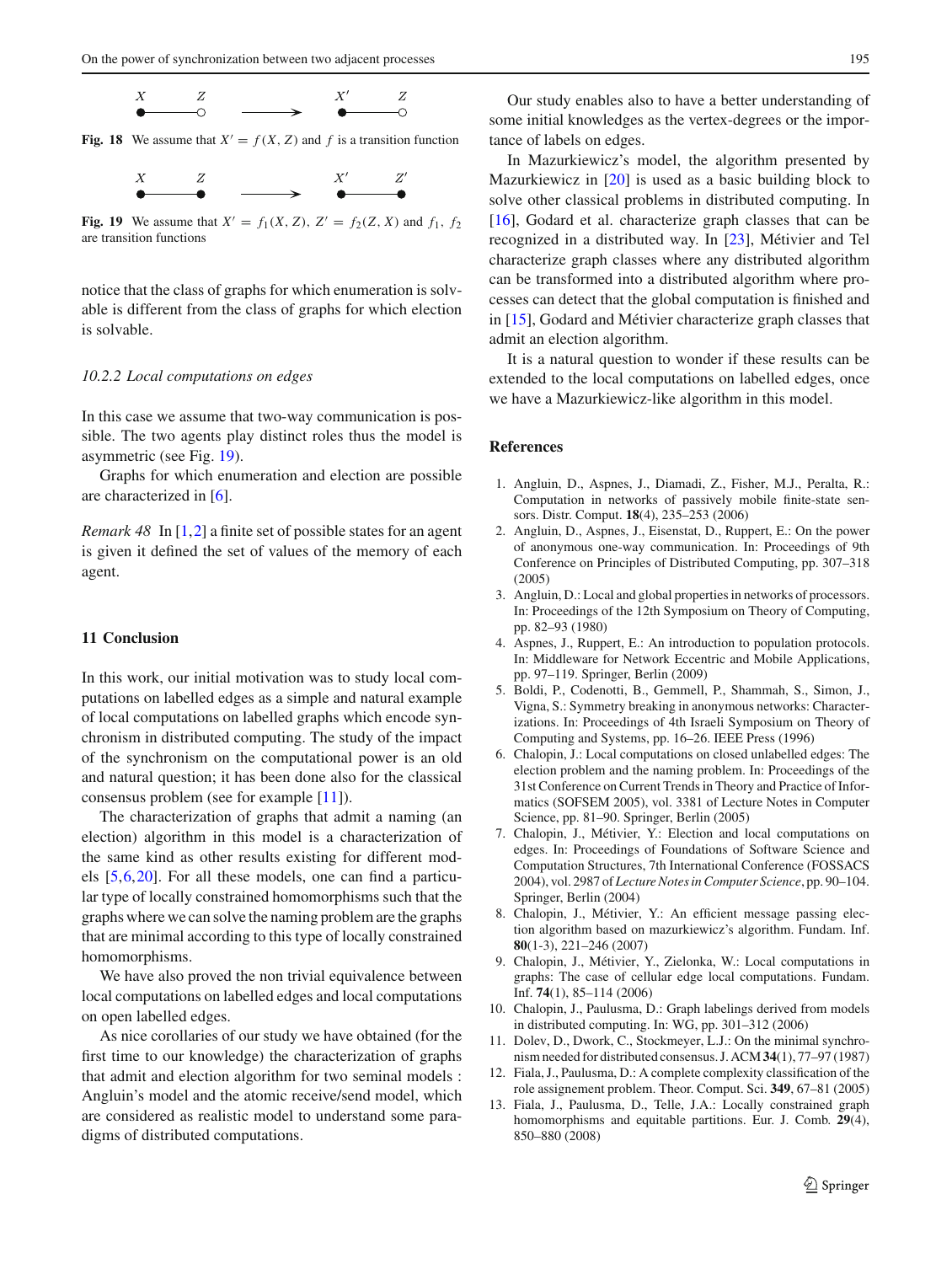Fig. 18 We assume that $X' = f(X, Z)$ and $f$ is a transition function

Fig. 19 We assume that $X' = f_1(X, Z)$, $Z' = f_2(Z, X)$ and $f_1$, $f_2$ are transition functions

notice that the class of graphs for which enumeration is solvable is different from the class of graphs for which election is solvable.

#### 10.2.2 Local computations on edges

In this case we assume that two-way communication is possible. The two agents play distinct roles thus the model is asymmetric (see Fig. 19).

Graphs for which enumeration and election are possible are characterized in [6].

*Remark 48* In [1,2] a finite set of possible states for an agent is given it defined the set of values of the memory of each agent.

## 11 Conclusion

In this work, our initial motivation was to study local computations on labelled edges as a simple and natural example of local computations on labelled graphs which encode synchronism in distributed computing. The study of the impact of the synchronism on the computational power is an old and natural question; it has been done also for the classical consensus problem (see for example [11]).

The characterization of graphs that admit a naming (an election) algorithm in this model is a characterization of the same kind as other results existing for different models [5,6,20]. For all these models, one can find a particular type of locally constrained homomorphisms such that the graphs where we can solve the naming problem are the graphs that are minimal according to this type of locally constrained homomorphisms.

We have also proved the non trivial equivalence between local computations on labelled edges and local computations on open labelled edges.

As nice corollaries of our study we have obtained (for the first time to our knowledge) the characterization of graphs that admit and election algorithm for two seminal models : Angluin's model and the atomic receive/send model, which are considered as realistic model to understand some paradigms of distributed computations.

Our study enables also to have a better understanding of some initial knowledges as the vertex-degrees or the importance of labels on edges.

In Mazurkiewicz's model, the algorithm presented by Mazurkiewicz in [20] is used as a basic building block to solve other classical problems in distributed computing. In [16], Godard et al. characterize graph classes that can be recognized in a distributed way. In [23], Métivier and Tel characterize graph classes where any distributed algorithm can be transformed into a distributed algorithm where processes can detect that the global computation is finished and in [15], Godard and Métivier characterize graph classes that admit an election algorithm.

It is a natural question to wonder if these results can be extended to the local computations on labelled edges, once we have a Mazurkiewicz-like algorithm in this model.

## References

1. Angluin, D., Aspnes, J., Diamadi, Z., Fisher, M.J., Peralta, R.: Computation in networks of passively mobile finite-state sensors. Distr. Comput. **18**(4), 235–253 (2006)
2. Angluin, D., Aspnes, J., Eisenstat, D., Ruppert, E.: On the power of anonymous one-way communication. In: Proceedings of 9th Conference on Principles of Distributed Computing, pp. 307–318 (2005)
3. Angluin, D.: Local and global properties in networks of processors. In: Proceedings of the 12th Symposium on Theory of Computing, pp. 82–93 (1980)
4. Aspnes, J., Ruppert, E.: An introduction to population protocols. In: Middleware for Network Eccentric and Mobile Applications, pp. 97–119. Springer, Berlin (2009)
5. Boldi, P., Codenotti, B., Gemmell, P., Shammah, S., Simon, J., Vigna, S.: Symmetry breaking in anonymous networks: Characterizations. In: Proceedings of 4th Israeli Symposium on Theory of Computing and Systems, pp. 16–26. IEEE Press (1996)
6. Chalopin, J.: Local computations on closed unlabelled edges: The election problem and the naming problem. In: Proceedings of the 31st Conference on Current Trends in Theory and Practice of Informatics (SOFSEM 2005), vol. 3381 of Lecture Notes in Computer Science, pp. 81–90. Springer, Berlin (2005)
7. Chalopin, J., Métivier, Y.: Election and local computations on edges. In: Proceedings of Foundations of Software Science and Computation Structures, 7th International Conference (FOSSACS 2004), vol. 2987 of *Lecture Notes in Computer Science*, pp. 90–104. Springer, Berlin (2004)
8. Chalopin, J., Métivier, Y.: An efficient message passing election algorithm based on mazurkiewicz's algorithm. Fundam. Inf. **80**(1-3), 221–246 (2007)
9. Chalopin, J., Métivier, Y., Zielonka, W.: Local computations in graphs: The case of cellular edge local computations. Fundam. Inf. **74**(1), 85–114 (2006)
10. Chalopin, J., Paulusma, D.: Graph labelings derived from models in distributed computing. In: WG, pp. 301–312 (2006)
11. Dolev, D., Dwork, C., Stockmeyer, L.J.: On the minimal synchronism needed for distributed consensus. J. ACM **34**(1), 77–97 (1987)
12. Fiala, J., Paulusma, D.: A complete complexity classification of the role assignement problem. Theor. Comput. Sci. **349**, 67–81 (2005)
13. Fiala, J., Paulusma, D., Telle, J.A.: Locally constrained graph homomorphisms and equitable partitions. Eur. J. Comb. **29**(4), 850–880 (2008)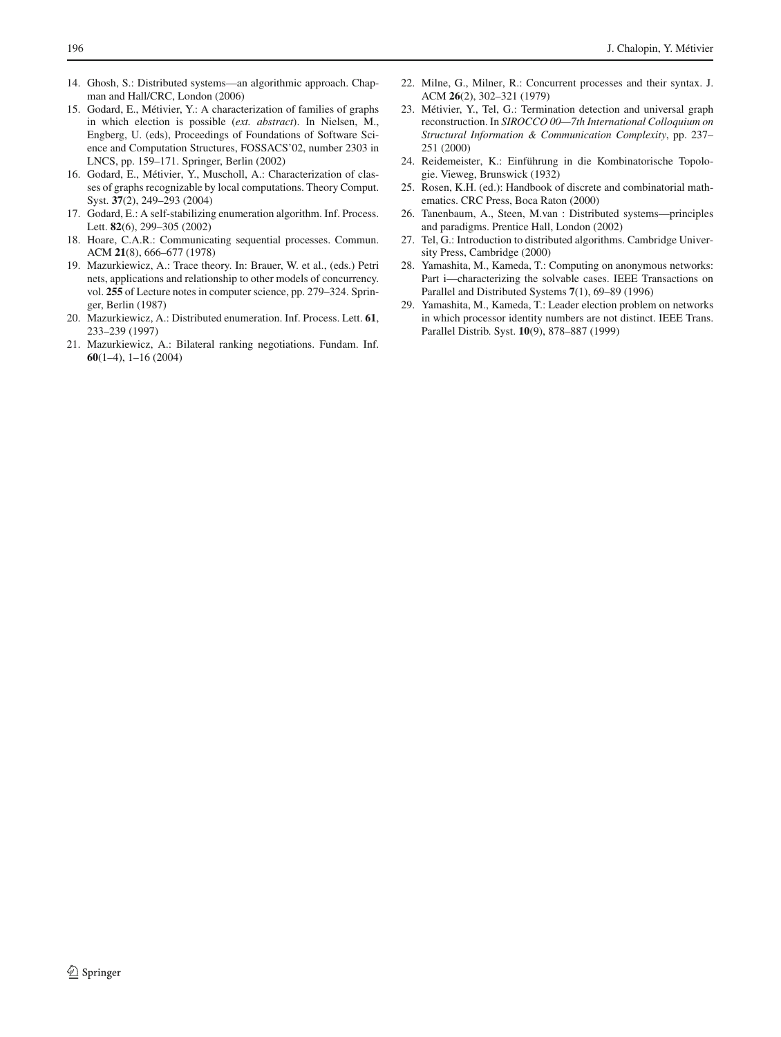14. Ghosh, S.: Distributed systems—an algorithmic approach. Chapman and Hall/CRC, London (2006)
15. Godard, E., Métivier, Y.: A characterization of families of graphs in which election is possible (*ext. abstract*). In Nielsen, M., Engberg, U. (eds), Proceedings of Foundations of Software Science and Computation Structures, FOSSACS'02, number 2303 in LNCS, pp. 159–171. Springer, Berlin (2002)
16. Godard, E., Métivier, Y., Muscholl, A.: Characterization of classes of graphs recognizable by local computations. Theory Comput. Syst. **37**(2), 249–293 (2004)
17. Godard, E.: A self-stabilizing enumeration algorithm. Inf. Process. Lett. **82**(6), 299–305 (2002)
18. Hoare, C.A.R.: Communicating sequential processes. Commun. ACM **21**(8), 666–677 (1978)
19. Mazurkiewicz, A.: Trace theory. In: Brauer, W. et al., (eds.) Petri nets, applications and relationship to other models of concurrency. vol. **255** of Lecture notes in computer science, pp. 279–324. Springer, Berlin (1987)
20. Mazurkiewicz, A.: Distributed enumeration. Inf. Process. Lett. **61**, 233–239 (1997)
21. Mazurkiewicz, A.: Bilateral ranking negotiations. Fundam. Inf. **60**(1–4), 1–16 (2004)
22. Milne, G., Milner, R.: Concurrent processes and their syntax. J. ACM **26**(2), 302–321 (1979)
23. Métivier, Y., Tel, G.: Termination detection and universal graph reconstruction. In *SIROCCO 00—7th International Colloquium on Structural Information & Communication Complexity*, pp. 237–251 (2000)
24. Reidemeister, K.: Einführung in die Kombinatorische Topologie. Vieweg, Brunswick (1932)
25. Rosen, K.H. (ed.): Handbook of discrete and combinatorial mathematics. CRC Press, Boca Raton (2000)
26. Tanenbaum, A., Steen, M.van : Distributed systems—principles and paradigms. Prentice Hall, London (2002)
27. Tel, G.: Introduction to distributed algorithms. Cambridge University Press, Cambridge (2000)
28. Yamashita, M., Kameda, T.: Computing on anonymous networks: Part i—characterizing the solvable cases. IEEE Transactions on Parallel and Distributed Systems **7**(1), 69–89 (1996)
29. Yamashita, M., Kameda, T.: Leader election problem on networks in which processor identity numbers are not distinct. IEEE Trans. Parallel Distrib. Syst. **10**(9), 878–887 (1999)